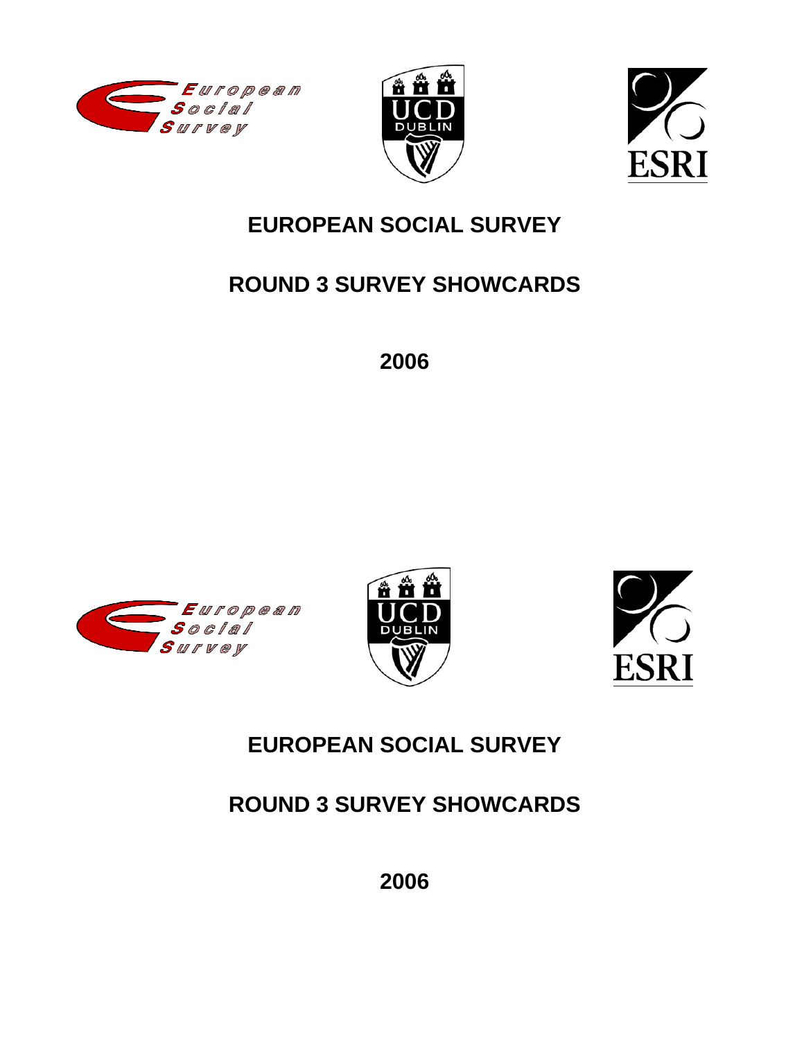# EUROPEAN SOCIAL SURVEY

## ROUND 3 SURVEY SHOWCARDS

**2006**

# EUROPEAN SOCIAL SURVEY

## ROUND 3 SURVEY SHOWCARDS

**2006**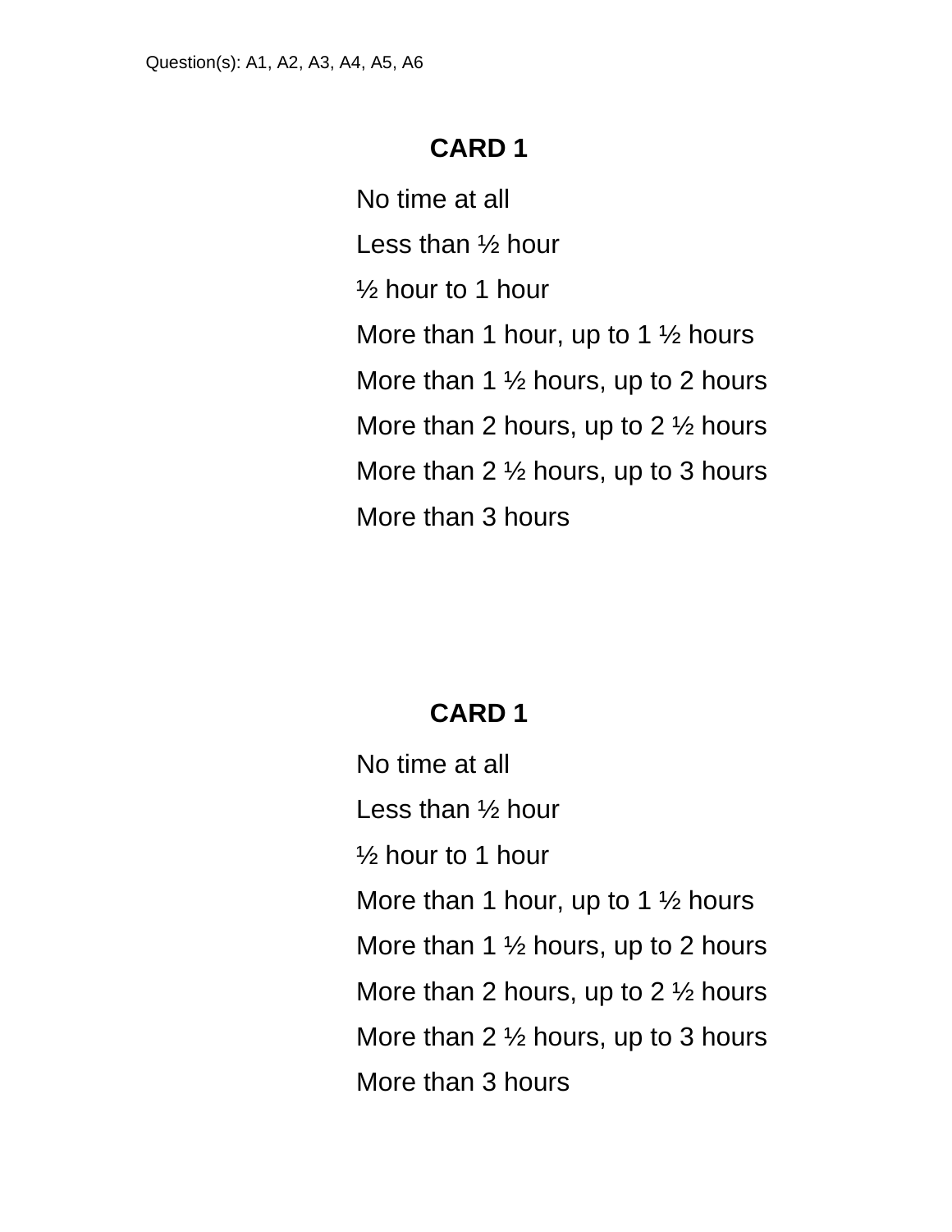Question(s): A1, A2, A3, A4, A5, A6

**CARD 1**

No time at all

Less than ½ hour

½ hour to 1 hour

More than 1 hour, up to 1 ½ hours

More than 1 ½ hours, up to 2 hours

More than 2 hours, up to 2 ½ hours

More than 2 ½ hours, up to 3 hours

More than 3 hours

**CARD 1**

No time at all

Less than ½ hour

½ hour to 1 hour

More than 1 hour, up to 1 ½ hours

More than 1 ½ hours, up to 2 hours

More than 2 hours, up to 2 ½ hours

More than 2 ½ hours, up to 3 hours

More than 3 hours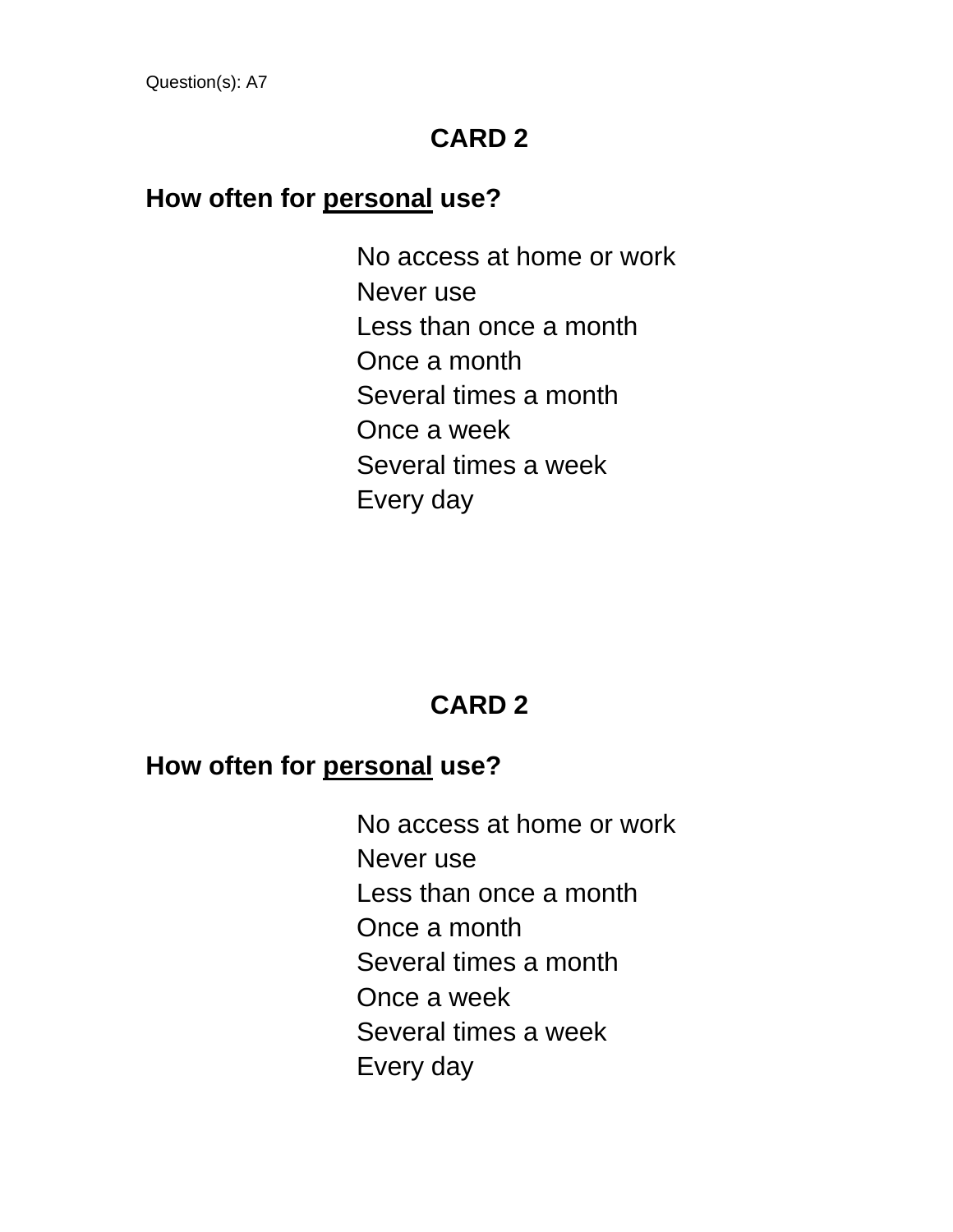Question(s): A7

## CARD 2

**How often for <u>personal</u> use?**

No access at home or work
Never use
Less than once a month
Once a month
Several times a month
Once a week
Several times a week
Every day

## CARD 2

**How often for <u>personal</u> use?**

No access at home or work
Never use
Less than once a month
Once a month
Several times a month
Once a week
Several times a week
Every day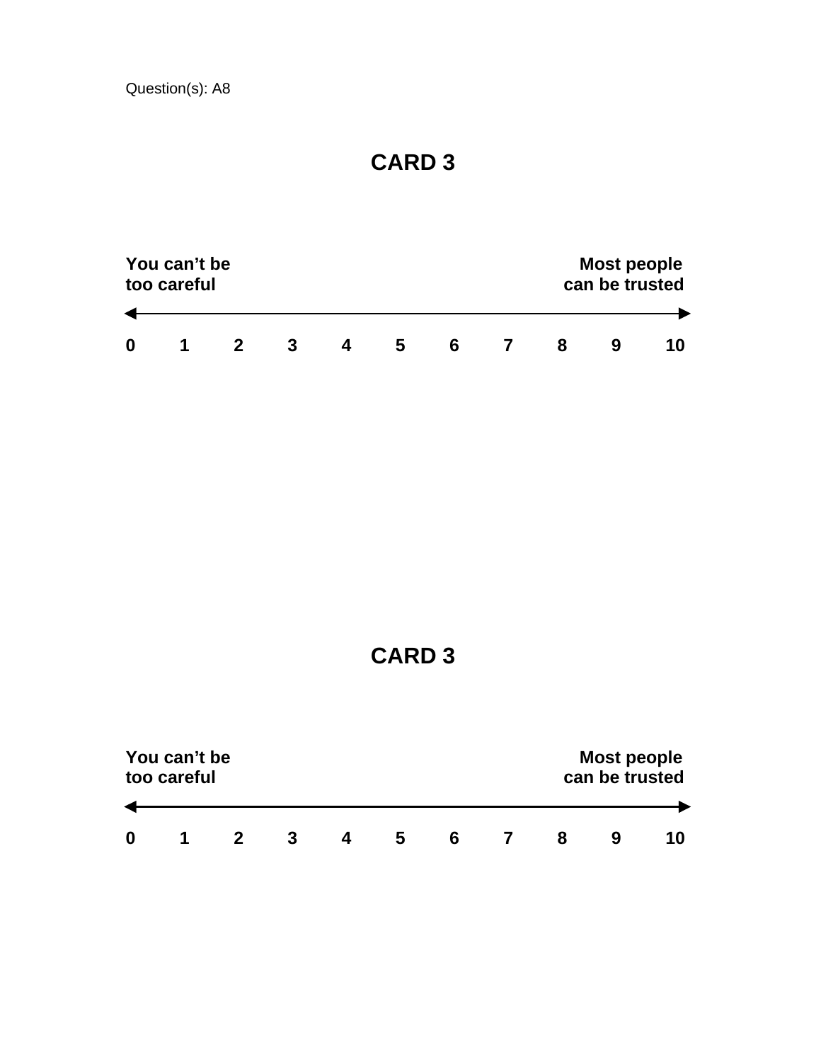Question(s): A8

## CARD 3

| **You can't be too careful** | | | | | | | | | | **Most people can be trusted** |
|---|---|---|---|---|---|---|---|---|---|---|
| **0** | **1** | **2** | **3** | **4** | **5** | **6** | **7** | **8** | **9** | **10** |

## CARD 3

| **You can't be too careful** | | | | | | | | | | **Most people can be trusted** |
|---|---|---|---|---|---|---|---|---|---|---|
| **0** | **1** | **2** | **3** | **4** | **5** | **6** | **7** | **8** | **9** | **10** |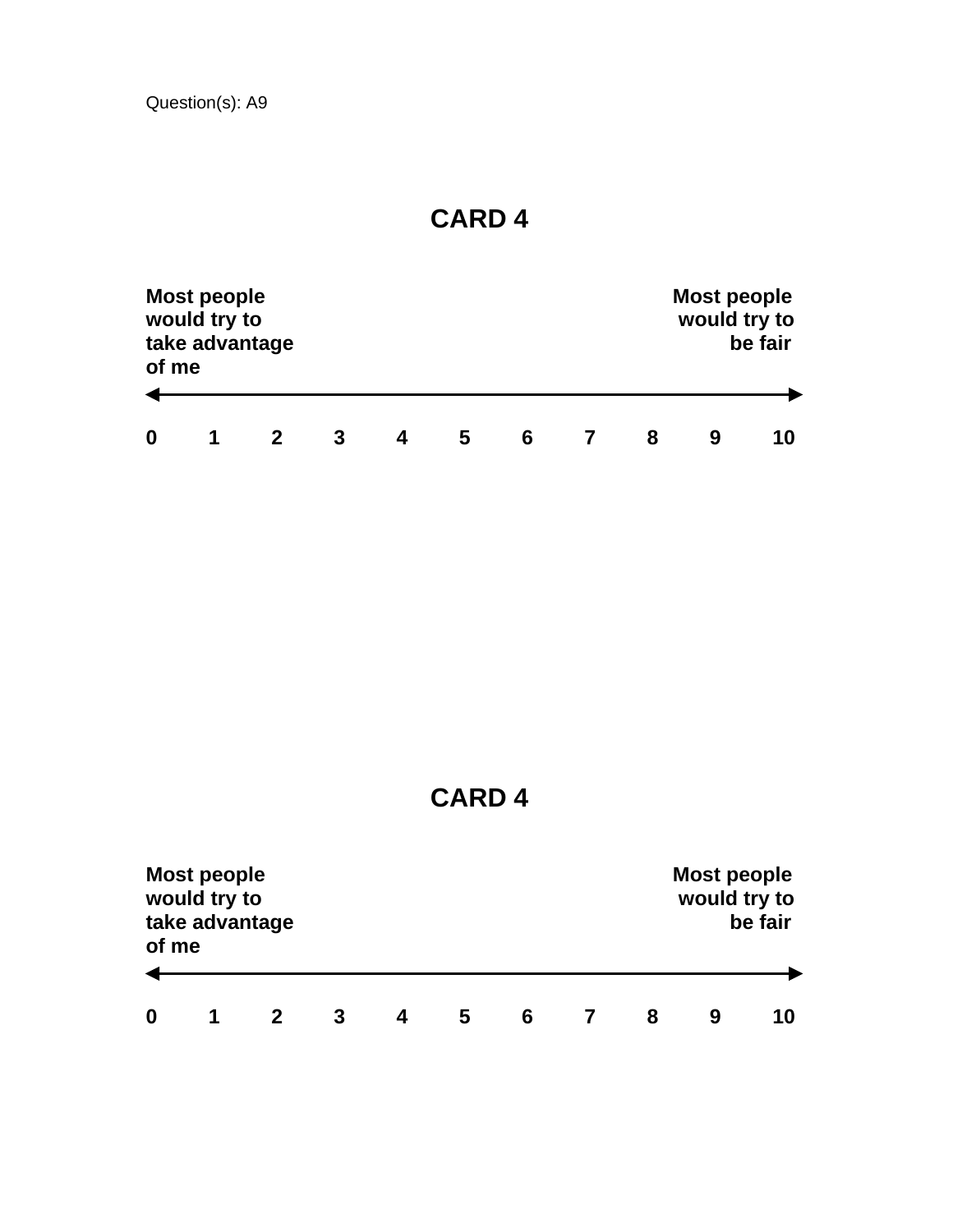Question(s): A9

# CARD 4

| **Most people would try to take advantage of me** | | | | | | | | | | **Most people would try to be fair** |
|---|---|---|---|---|---|---|---|---|---|---|
| **0** | **1** | **2** | **3** | **4** | **5** | **6** | **7** | **8** | **9** | **10** |

# CARD 4

| **Most people would try to take advantage of me** | | | | | | | | | | **Most people would try to be fair** |
|---|---|---|---|---|---|---|---|---|---|---|
| **0** | **1** | **2** | **3** | **4** | **5** | **6** | **7** | **8** | **9** | **10** |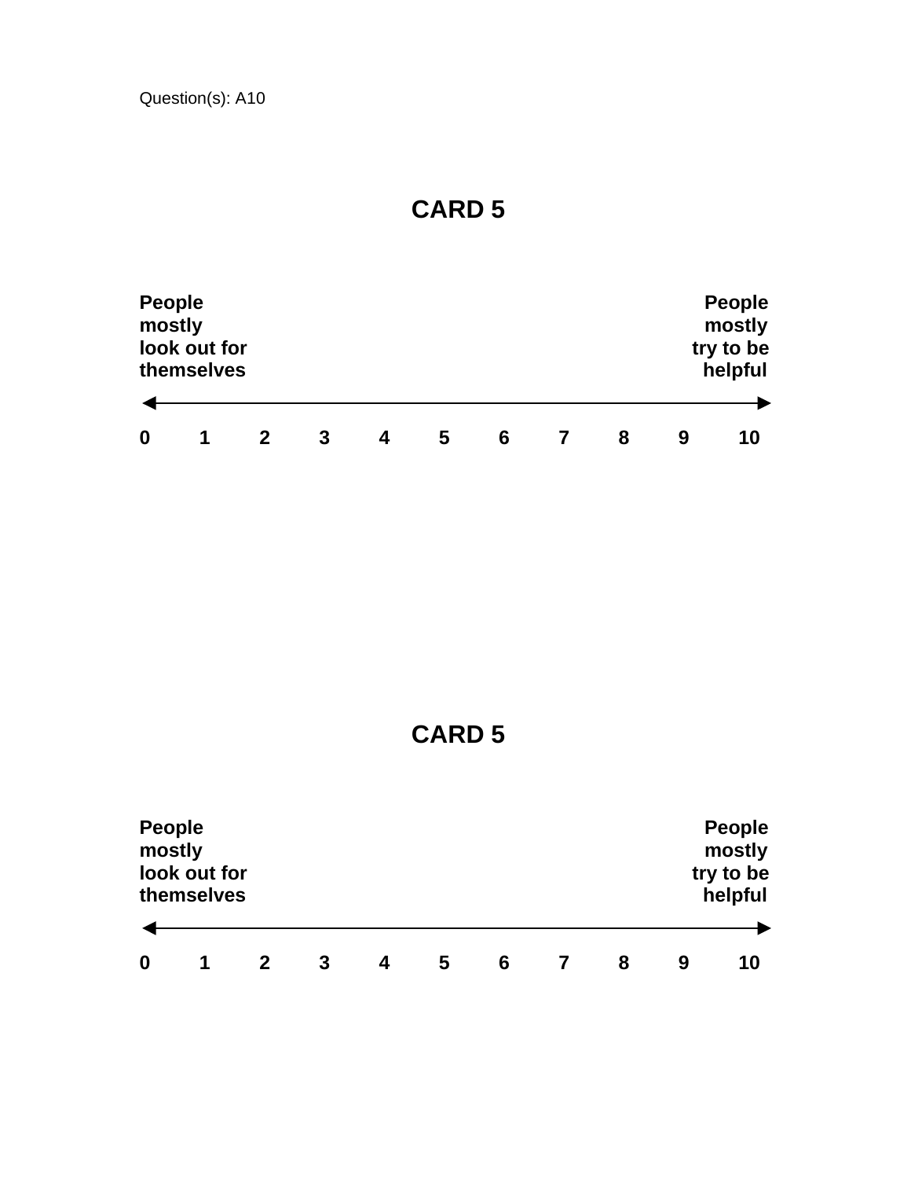Question(s): A10

## CARD 5

| **People mostly look out for themselves** | | | | | | | | | | **People mostly try to be helpful** |
|---|---|---|---|---|---|---|---|---|---|---|
| **0** | **1** | **2** | **3** | **4** | **5** | **6** | **7** | **8** | **9** | **10** |

## CARD 5

| **People mostly look out for themselves** | | | | | | | | | | **People mostly try to be helpful** |
|---|---|---|---|---|---|---|---|---|---|---|
| **0** | **1** | **2** | **3** | **4** | **5** | **6** | **7** | **8** | **9** | **10** |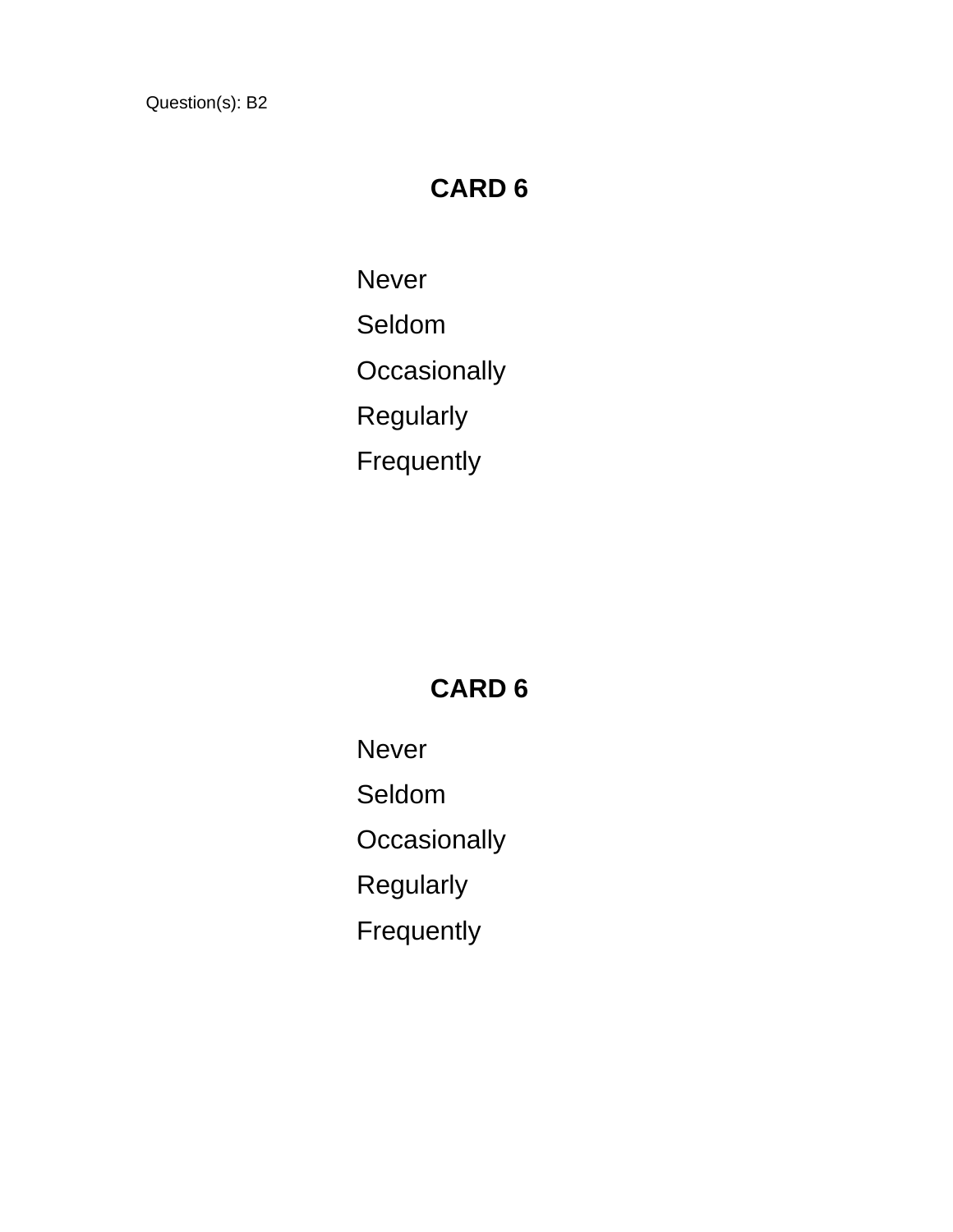Question(s): B2

## CARD 6

Never

Seldom

Occasionally

Regularly

Frequently

## CARD 6

Never

Seldom

Occasionally

Regularly

Frequently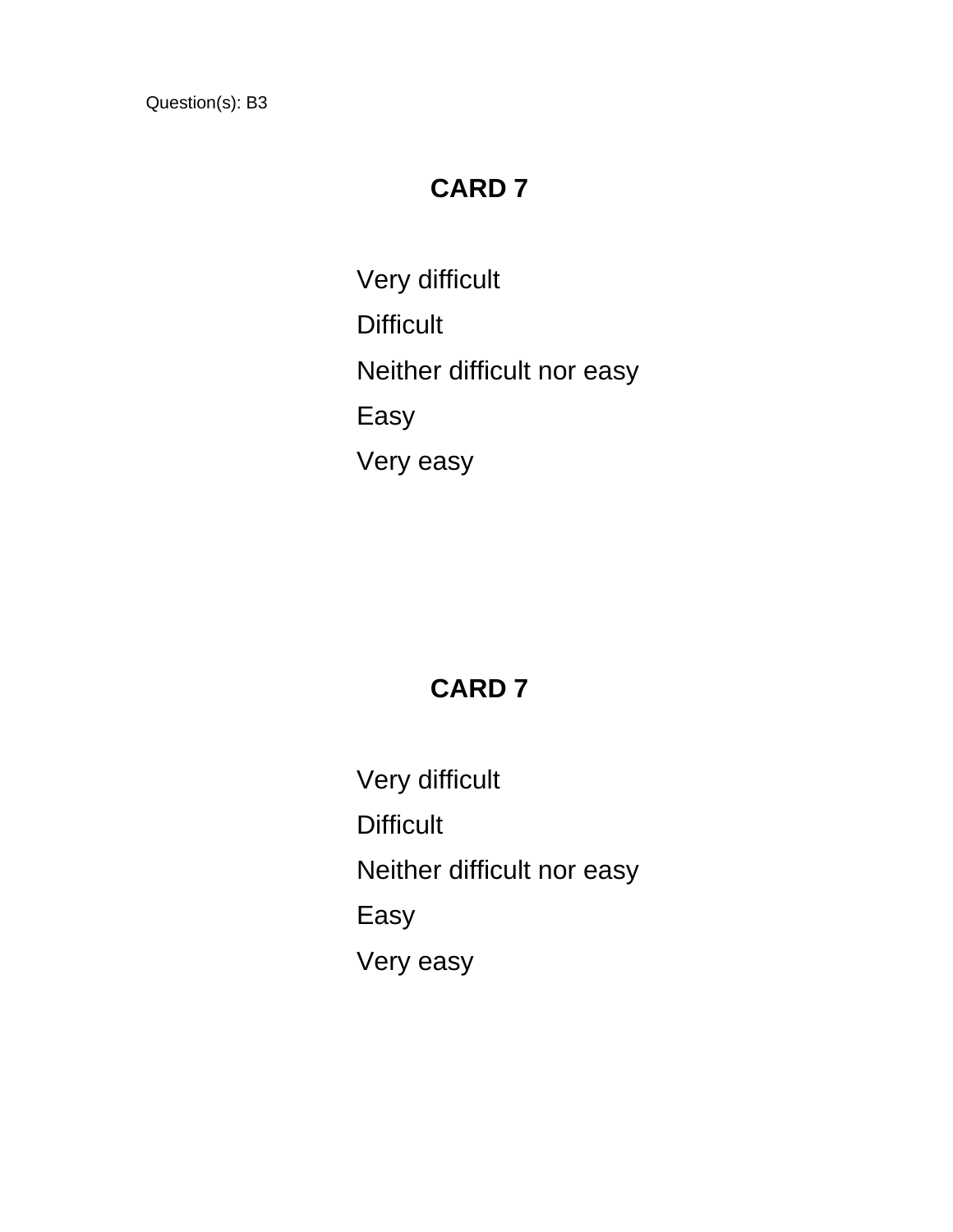Question(s): B3

## CARD 7

Very difficult

Difficult

Neither difficult nor easy

Easy

Very easy

## CARD 7

Very difficult

Difficult

Neither difficult nor easy

Easy

Very easy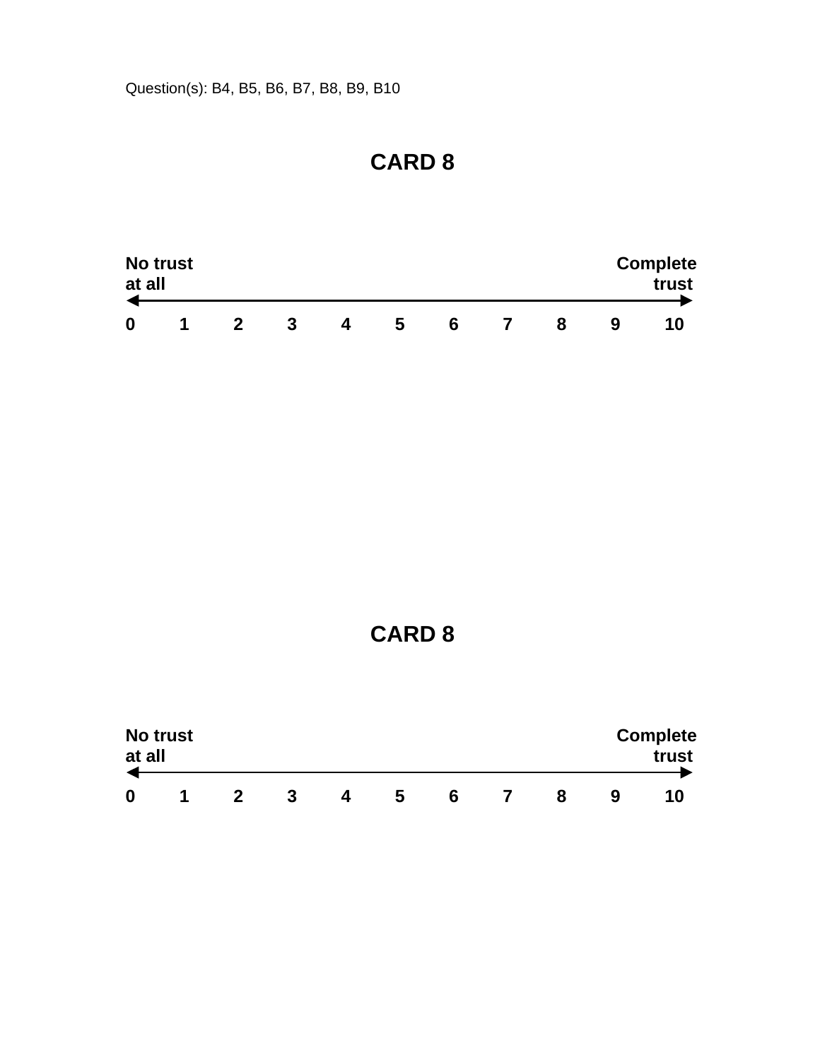Question(s): B4, B5, B6, B7, B8, B9, B10

## CARD 8

| No trust at all | | | | | | | | | | Complete trust |
|---|---|---|---|---|---|---|---|---|---|---|
| **0** | **1** | **2** | **3** | **4** | **5** | **6** | **7** | **8** | **9** | **10** |

## CARD 8

| No trust at all | | | | | | | | | | Complete trust |
|---|---|---|---|---|---|---|---|---|---|---|
| **0** | **1** | **2** | **3** | **4** | **5** | **6** | **7** | **8** | **9** | **10** |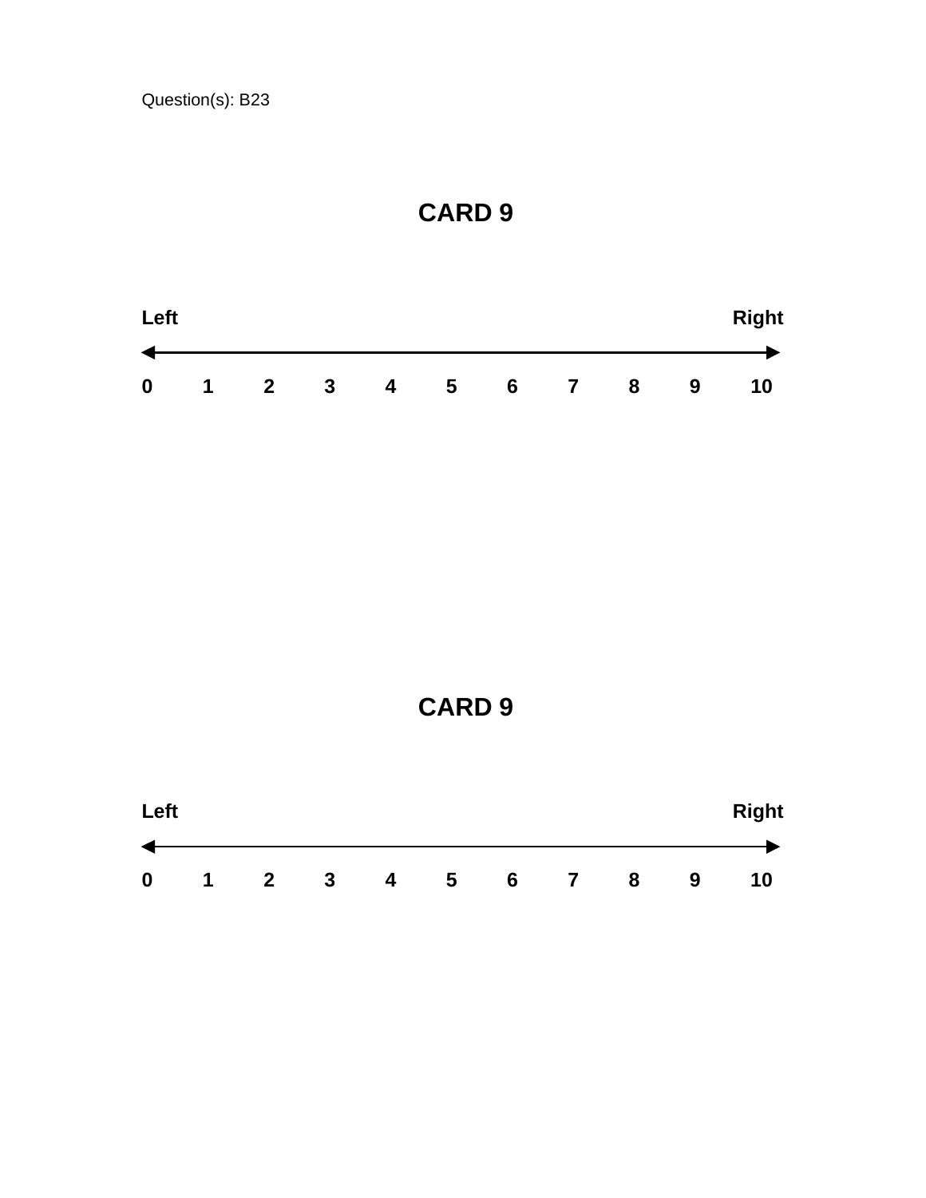Question(s): B23

## CARD 9

| **Left** | | | | | | | | | | **Right** |
|---|---|---|---|---|---|---|---|---|---|---|
| **0** | **1** | **2** | **3** | **4** | **5** | **6** | **7** | **8** | **9** | **10** |

## CARD 9

| **Left** | | | | | | | | | | **Right** |
|---|---|---|---|---|---|---|---|---|---|---|
| **0** | **1** | **2** | **3** | **4** | **5** | **6** | **7** | **8** | **9** | **10** |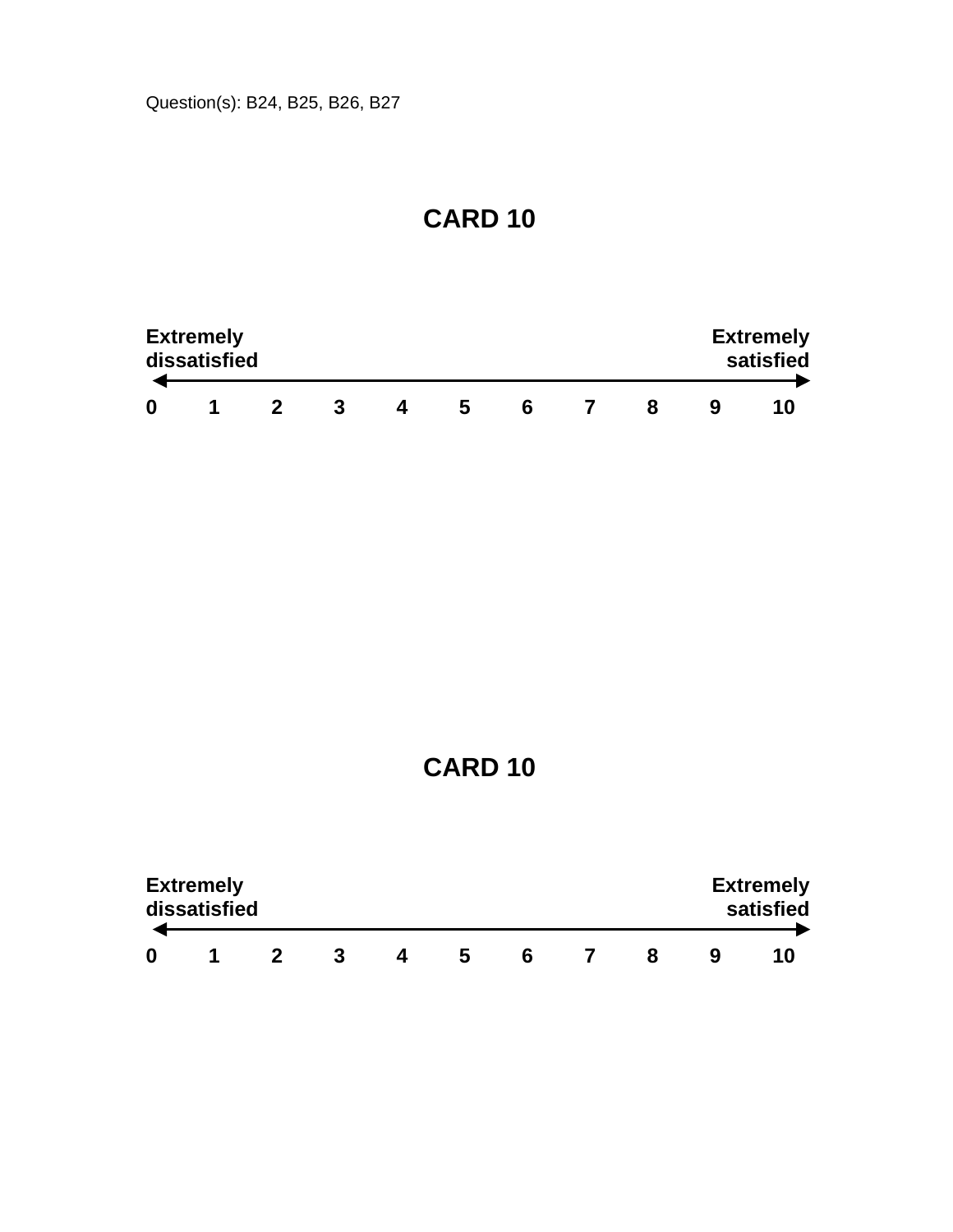Question(s): B24, B25, B26, B27

# CARD 10

| Extremely dissatisfied | | | | | | | | | | Extremely satisfied |
|---|---|---|---|---|---|---|---|---|---|---|
| 0 | 1 | 2 | 3 | 4 | 5 | 6 | 7 | 8 | 9 | 10 |

# CARD 10

| Extremely dissatisfied | | | | | | | | | | Extremely satisfied |
|---|---|---|---|---|---|---|---|---|---|---|
| 0 | 1 | 2 | 3 | 4 | 5 | 6 | 7 | 8 | 9 | 10 |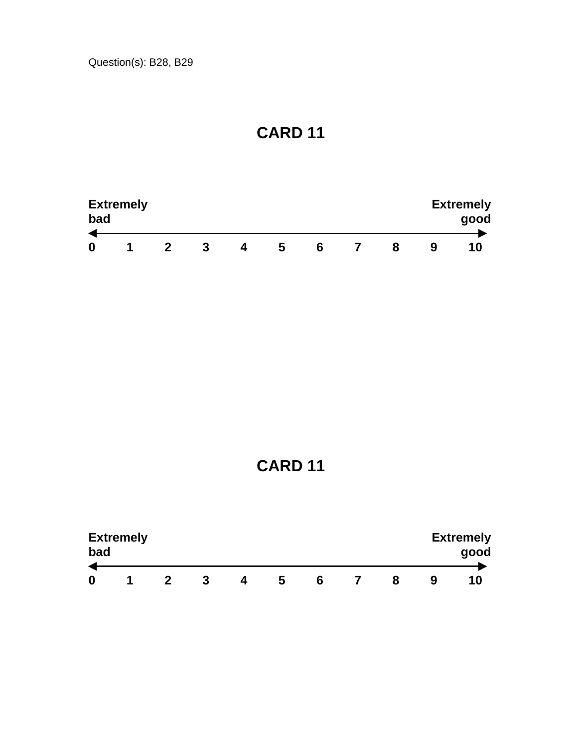Question(s): B28, B29

## CARD 11

| **Extremely bad** | | | | | | | | | | **Extremely good** |
|---|---|---|---|---|---|---|---|---|---|---|
| **0** | **1** | **2** | **3** | **4** | **5** | **6** | **7** | **8** | **9** | **10** |

## CARD 11

| **Extremely bad** | | | | | | | | | | **Extremely good** |
|---|---|---|---|---|---|---|---|---|---|---|
| **0** | **1** | **2** | **3** | **4** | **5** | **6** | **7** | **8** | **9** | **10** |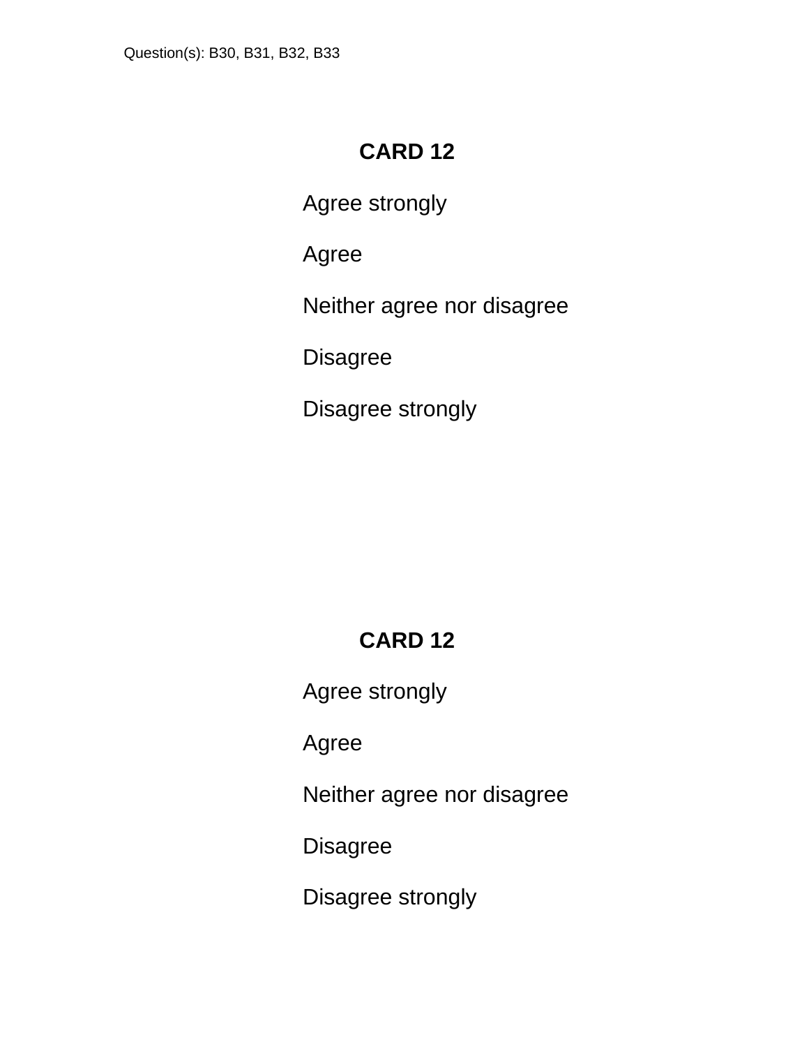Question(s): B30, B31, B32, B33

## CARD 12

Agree strongly

Agree

Neither agree nor disagree

Disagree

Disagree strongly

## CARD 12

Agree strongly

Agree

Neither agree nor disagree

Disagree

Disagree strongly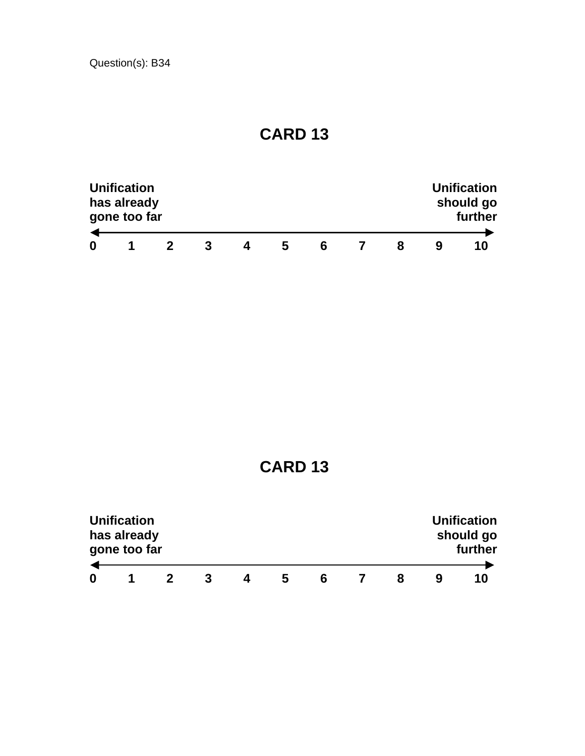Question(s): B34

# CARD 13

| **Unification has already gone too far** | | | | | | | | | | **Unification should go further** |
|---|---|---|---|---|---|---|---|---|---|---|
| **0** | **1** | **2** | **3** | **4** | **5** | **6** | **7** | **8** | **9** | **10** |

# CARD 13

| **Unification has already gone too far** | | | | | | | | | | **Unification should go further** |
|---|---|---|---|---|---|---|---|---|---|---|
| **0** | **1** | **2** | **3** | **4** | **5** | **6** | **7** | **8** | **9** | **10** |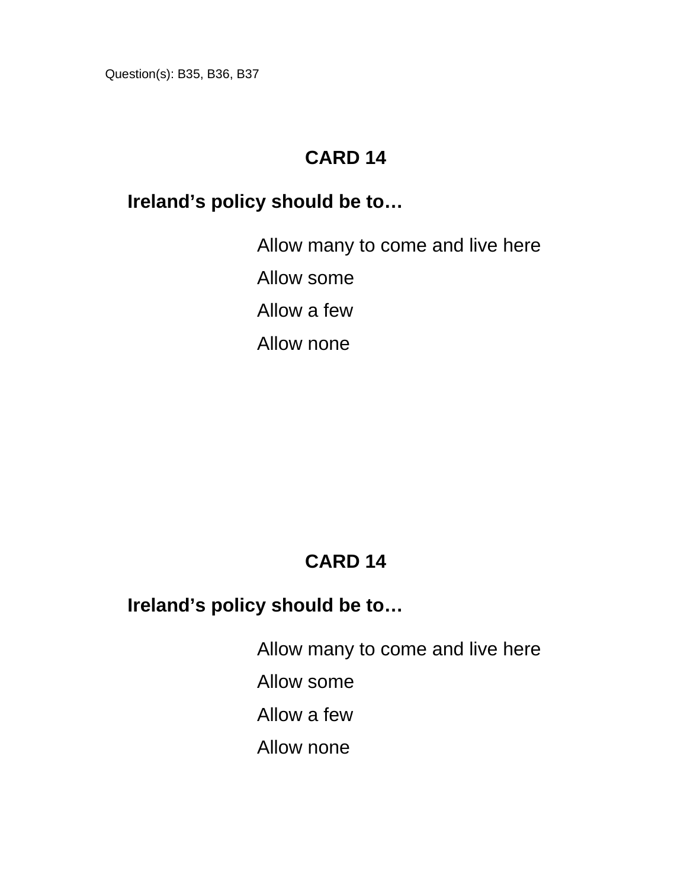Question(s): B35, B36, B37

## CARD 14

**Ireland's policy should be to…**

Allow many to come and live here

Allow some

Allow a few

Allow none

## CARD 14

**Ireland's policy should be to…**

Allow many to come and live here

Allow some

Allow a few

Allow none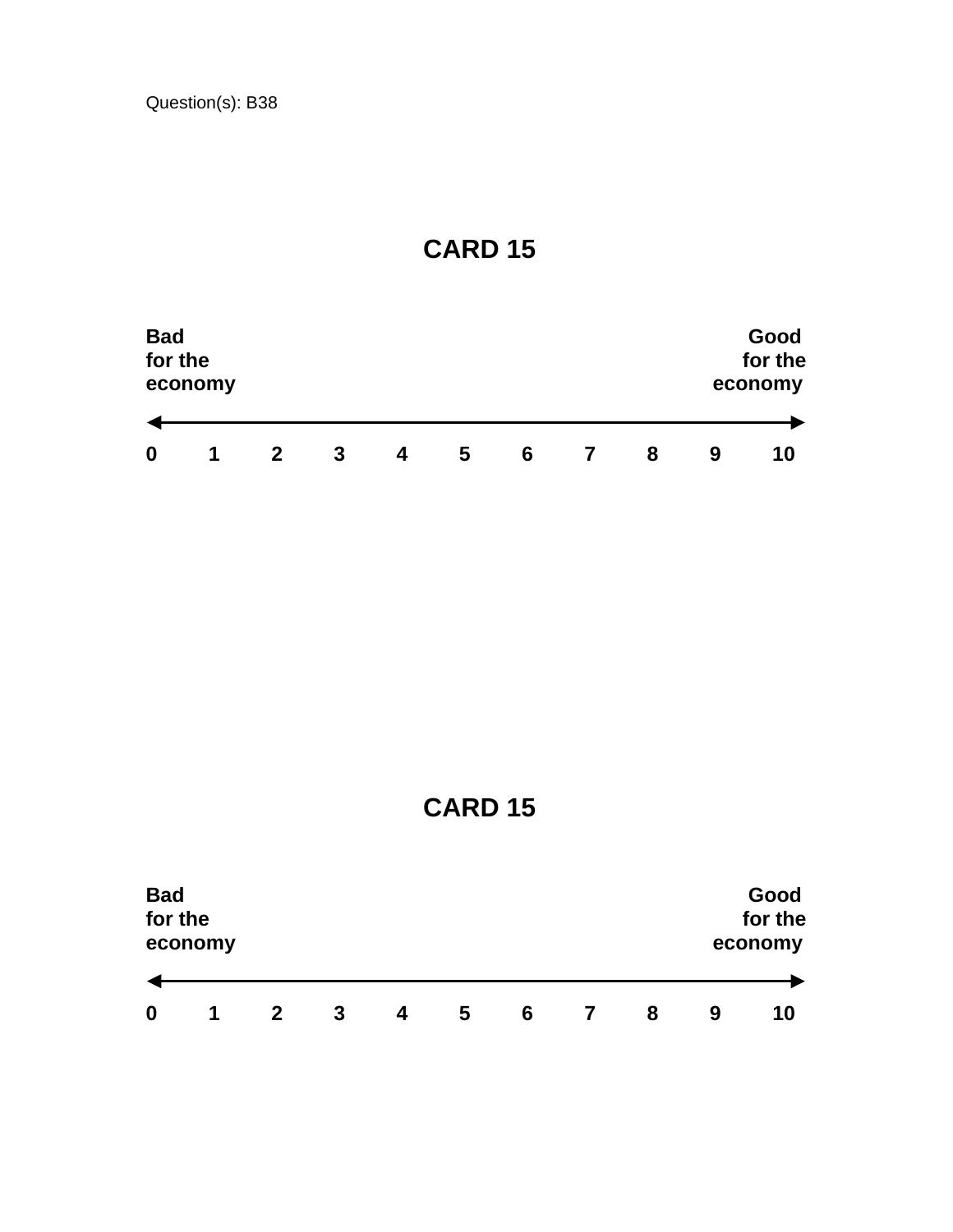Question(s): B38

# CARD 15

| **Bad for the economy** | | | | | | | | | | **Good for the economy** |
|---|---|---|---|---|---|---|---|---|---|---|
| **0** | **1** | **2** | **3** | **4** | **5** | **6** | **7** | **8** | **9** | **10** |

# CARD 15

| **Bad for the economy** | | | | | | | | | | **Good for the economy** |
|---|---|---|---|---|---|---|---|---|---|---|
| **0** | **1** | **2** | **3** | **4** | **5** | **6** | **7** | **8** | **9** | **10** |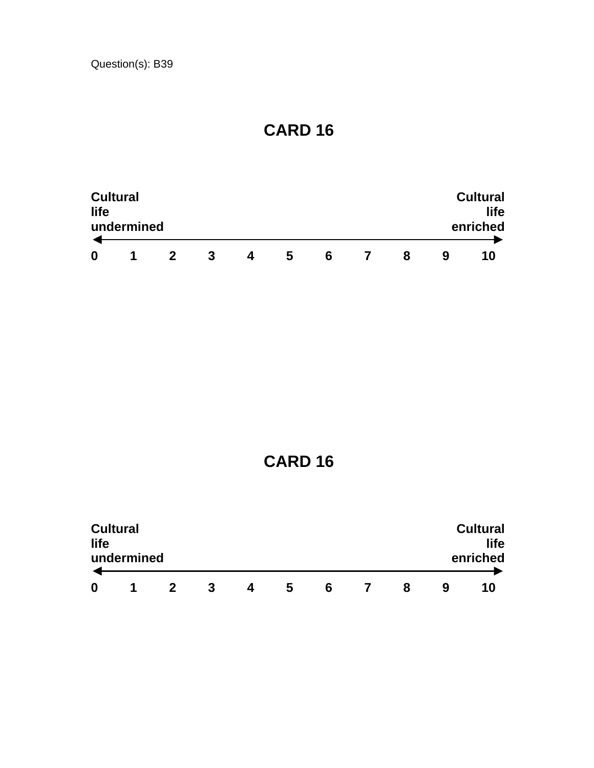Question(s): B39

# CARD 16

| Cultural life undermined | | | | | | | | | | Cultural life enriched |
|---|---|---|---|---|---|---|---|---|---|---|
| 0 | 1 | 2 | 3 | 4 | 5 | 6 | 7 | 8 | 9 | 10 |

# CARD 16

| Cultural life undermined | | | | | | | | | | Cultural life enriched |
|---|---|---|---|---|---|---|---|---|---|---|
| 0 | 1 | 2 | 3 | 4 | 5 | 6 | 7 | 8 | 9 | 10 |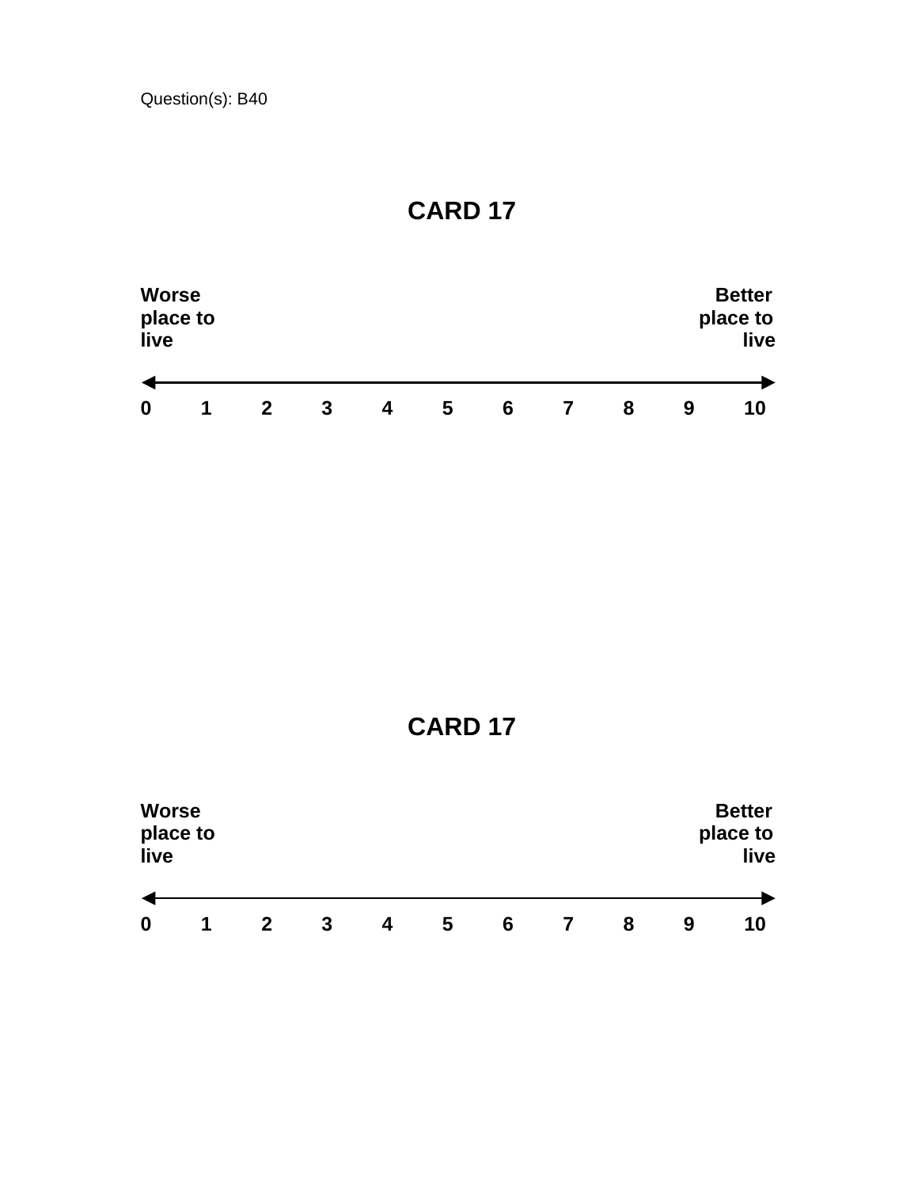Question(s): B40

## CARD 17

| Worse place to live | | | | | | | | | | Better place to live |
|---|---|---|---|---|---|---|---|---|---|---|
| 0 | 1 | 2 | 3 | 4 | 5 | 6 | 7 | 8 | 9 | 10 |

## CARD 17

| Worse place to live | | | | | | | | | | Better place to live |
|---|---|---|---|---|---|---|---|---|---|---|
| 0 | 1 | 2 | 3 | 4 | 5 | 6 | 7 | 8 | 9 | 10 |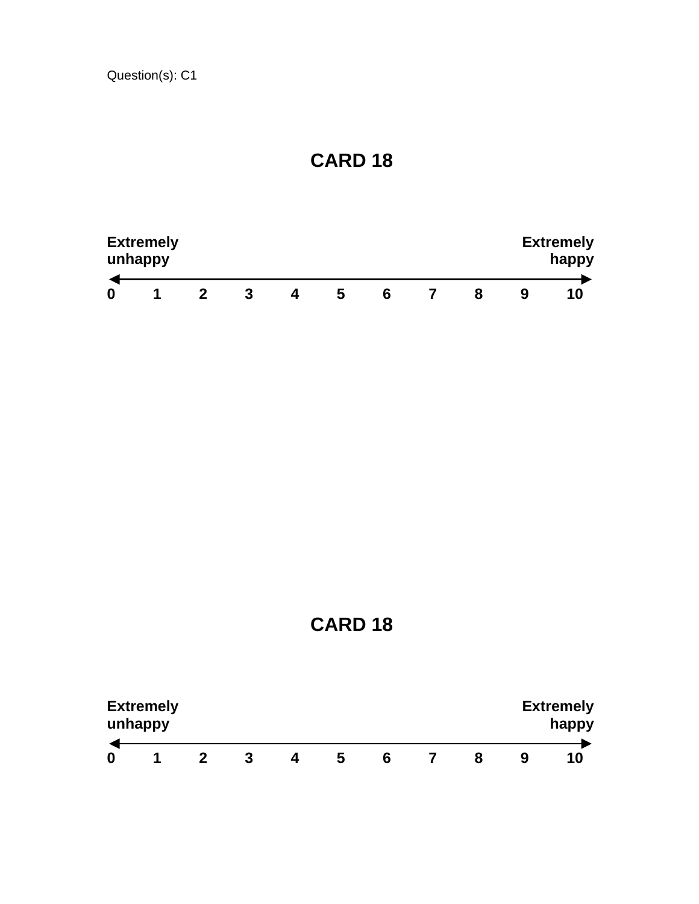Question(s): C1

# CARD 18

| **Extremely unhappy** | | | | | | | | | | **Extremely happy** |
|---|---|---|---|---|---|---|---|---|---|---|
| **0** | **1** | **2** | **3** | **4** | **5** | **6** | **7** | **8** | **9** | **10** |

# CARD 18

| **Extremely unhappy** | | | | | | | | | | **Extremely happy** |
|---|---|---|---|---|---|---|---|---|---|---|
| **0** | **1** | **2** | **3** | **4** | **5** | **6** | **7** | **8** | **9** | **10** |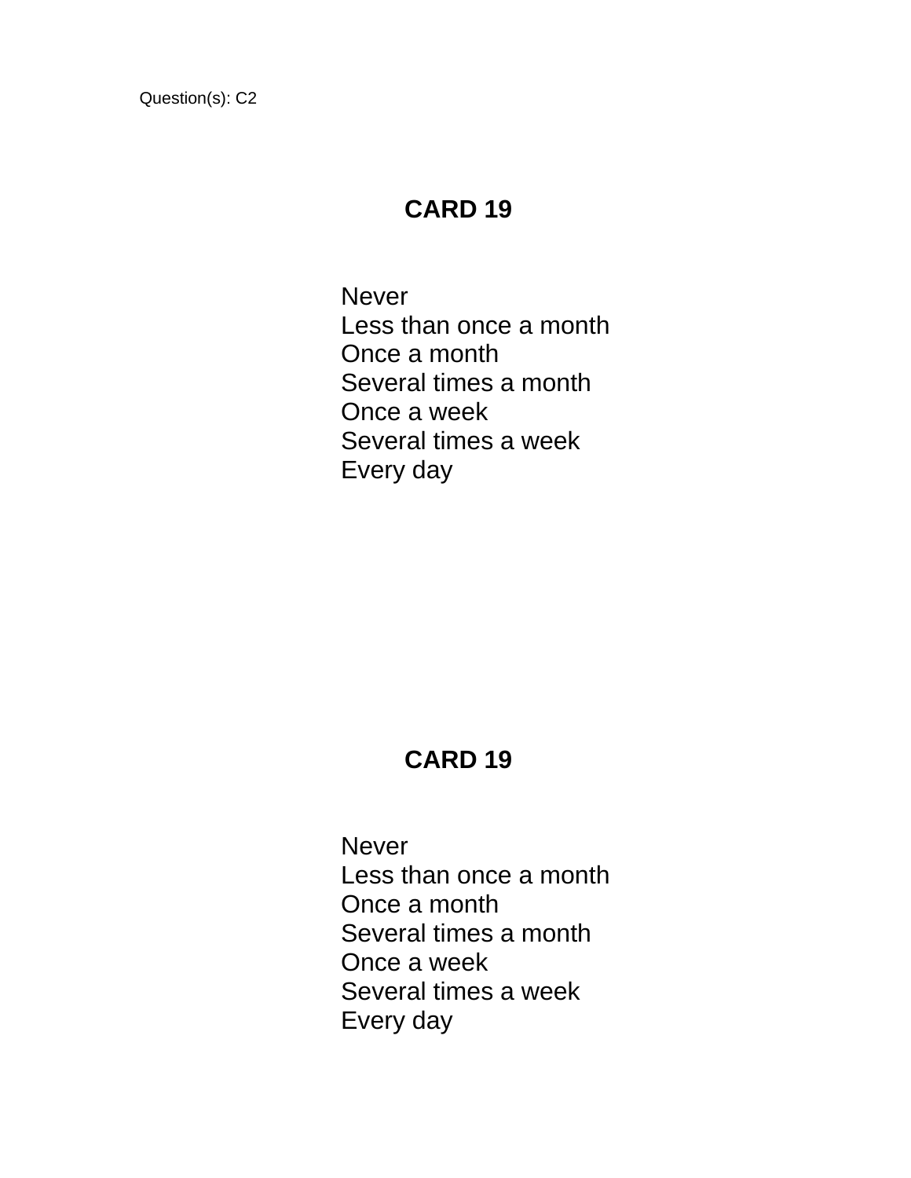Question(s): C2

**CARD 19**

Never
Less than once a month
Once a month
Several times a month
Once a week
Several times a week
Every day

**CARD 19**

Never
Less than once a month
Once a month
Several times a month
Once a week
Several times a week
Every day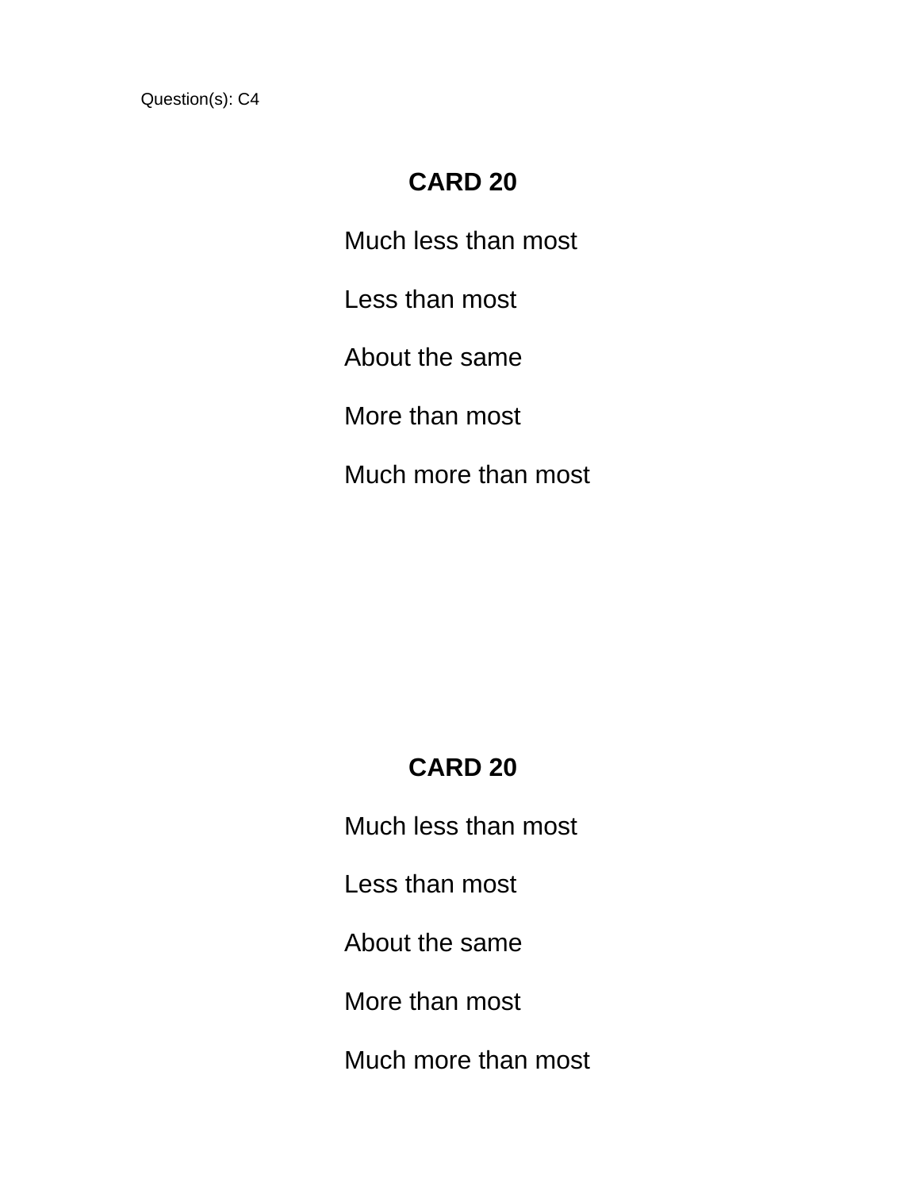Question(s): C4

**CARD 20**

Much less than most

Less than most

About the same

More than most

Much more than most

**CARD 20**

Much less than most

Less than most

About the same

More than most

Much more than most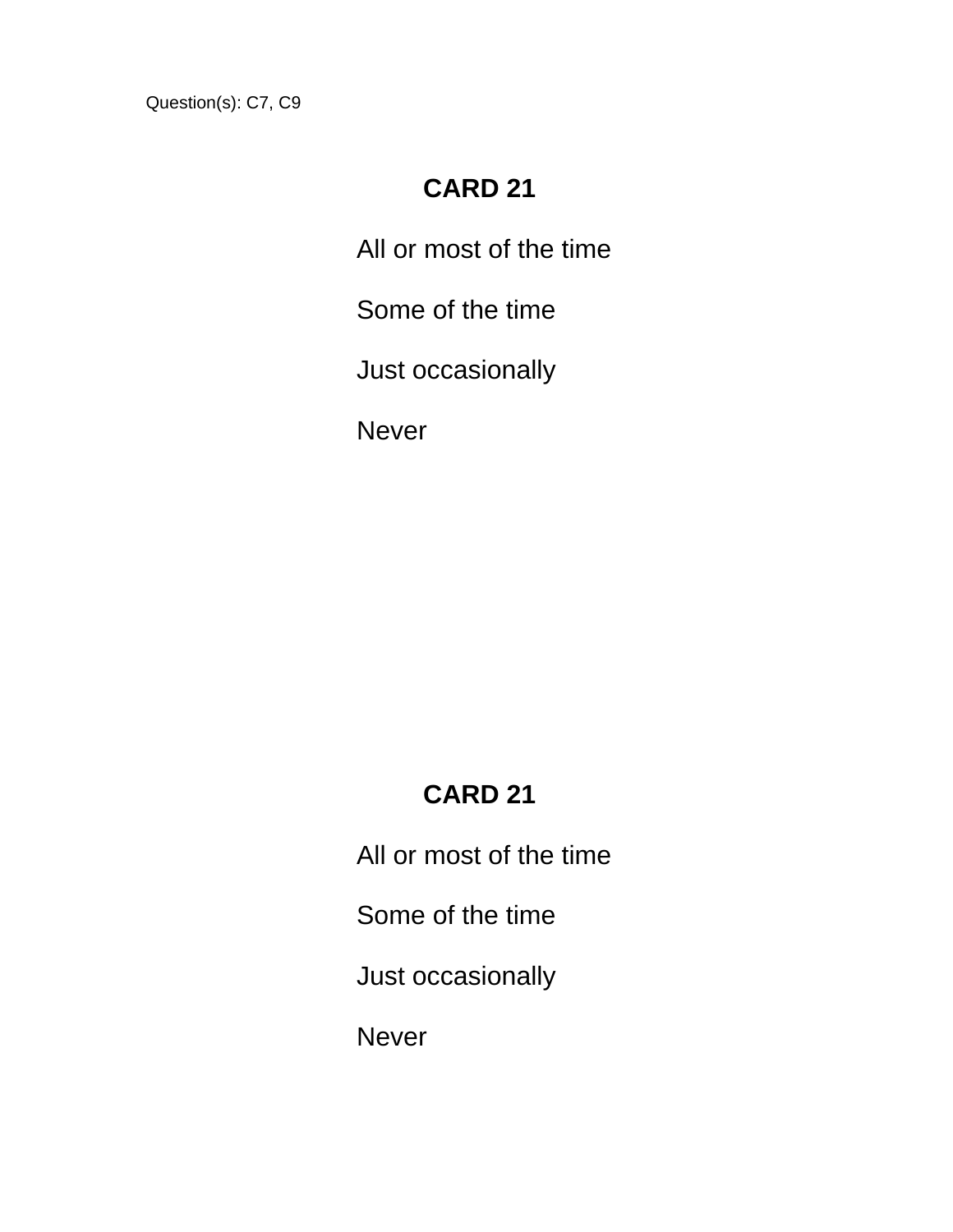Question(s): C7, C9

**CARD 21**

All or most of the time

Some of the time

Just occasionally

Never

**CARD 21**

All or most of the time

Some of the time

Just occasionally

Never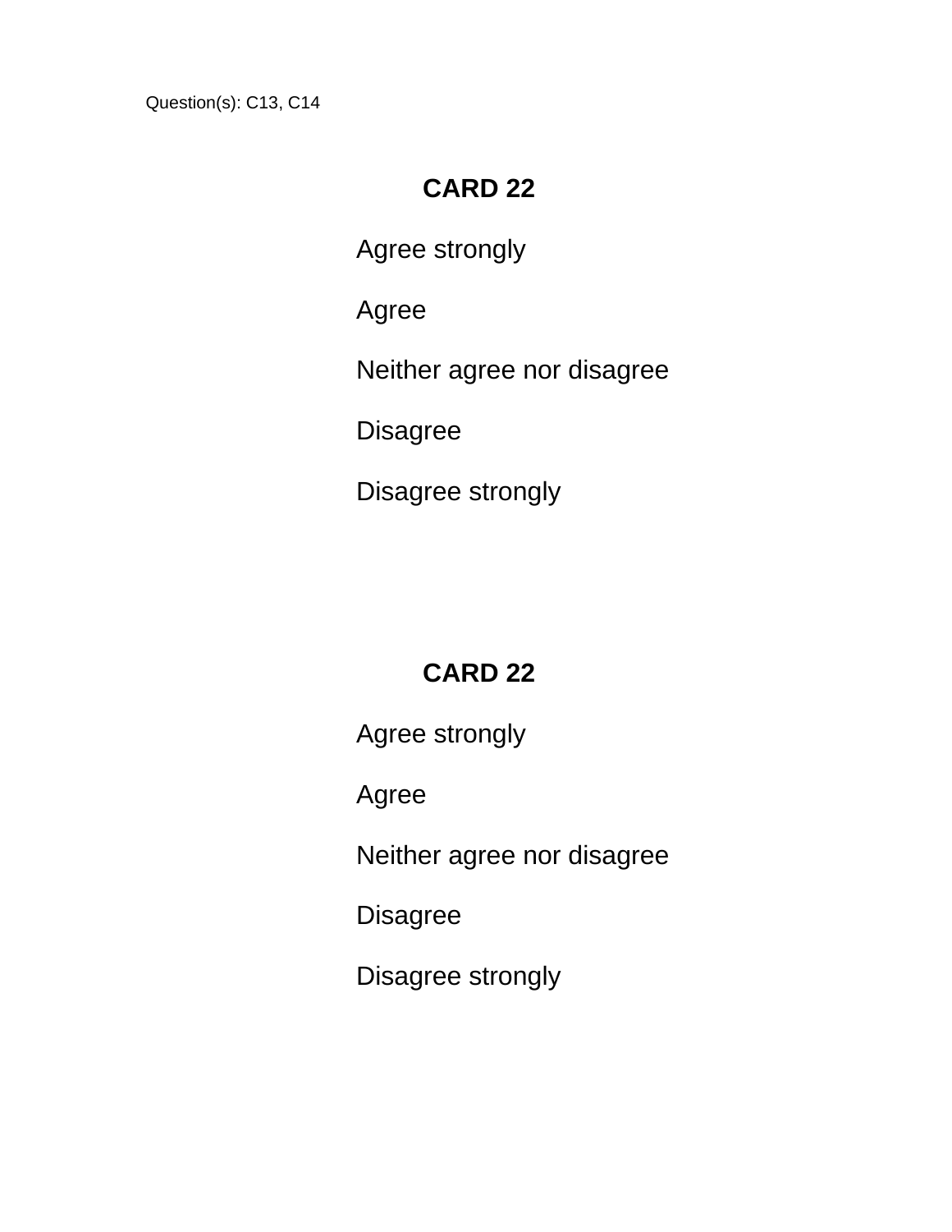Question(s): C13, C14

**CARD 22**

Agree strongly

Agree

Neither agree nor disagree

Disagree

Disagree strongly

**CARD 22**

Agree strongly

Agree

Neither agree nor disagree

Disagree

Disagree strongly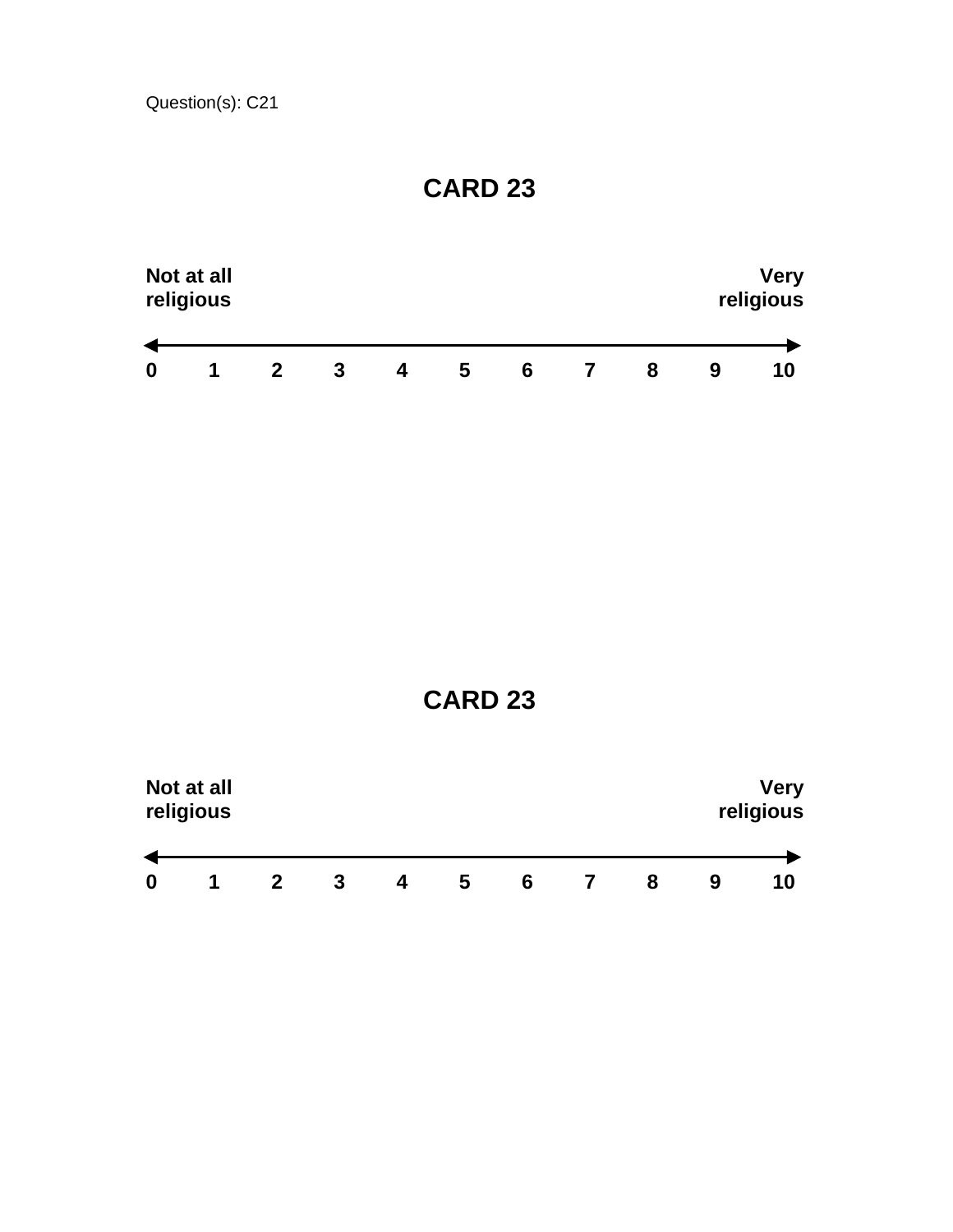Question(s): C21

# CARD 23

| **Not at all religious** | | | | | | | | | | **Very religious** |
|---|---|---|---|---|---|---|---|---|---|---|
| **0** | **1** | **2** | **3** | **4** | **5** | **6** | **7** | **8** | **9** | **10** |

# CARD 23

| **Not at all religious** | | | | | | | | | | **Very religious** |
|---|---|---|---|---|---|---|---|---|---|---|
| **0** | **1** | **2** | **3** | **4** | **5** | **6** | **7** | **8** | **9** | **10** |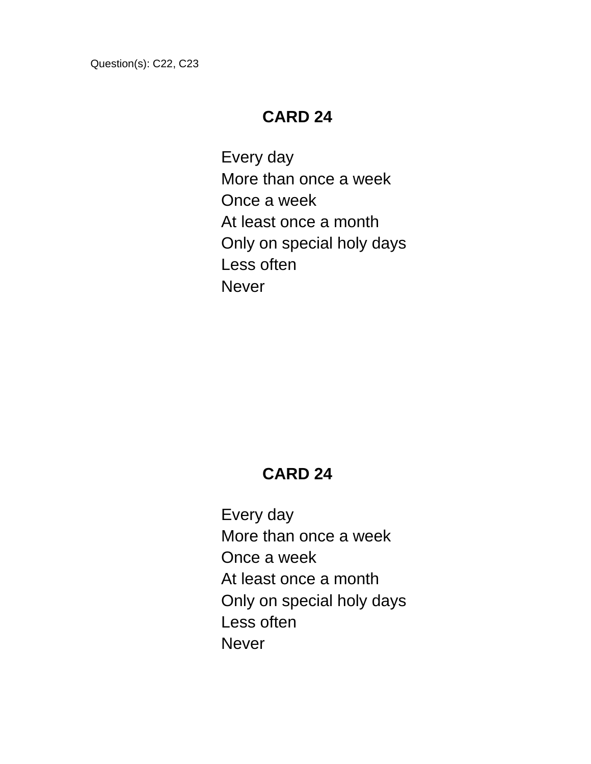Question(s): C22, C23

**CARD 24**

Every day
More than once a week
Once a week
At least once a month
Only on special holy days
Less often
Never

**CARD 24**

Every day
More than once a week
Once a week
At least once a month
Only on special holy days
Less often
Never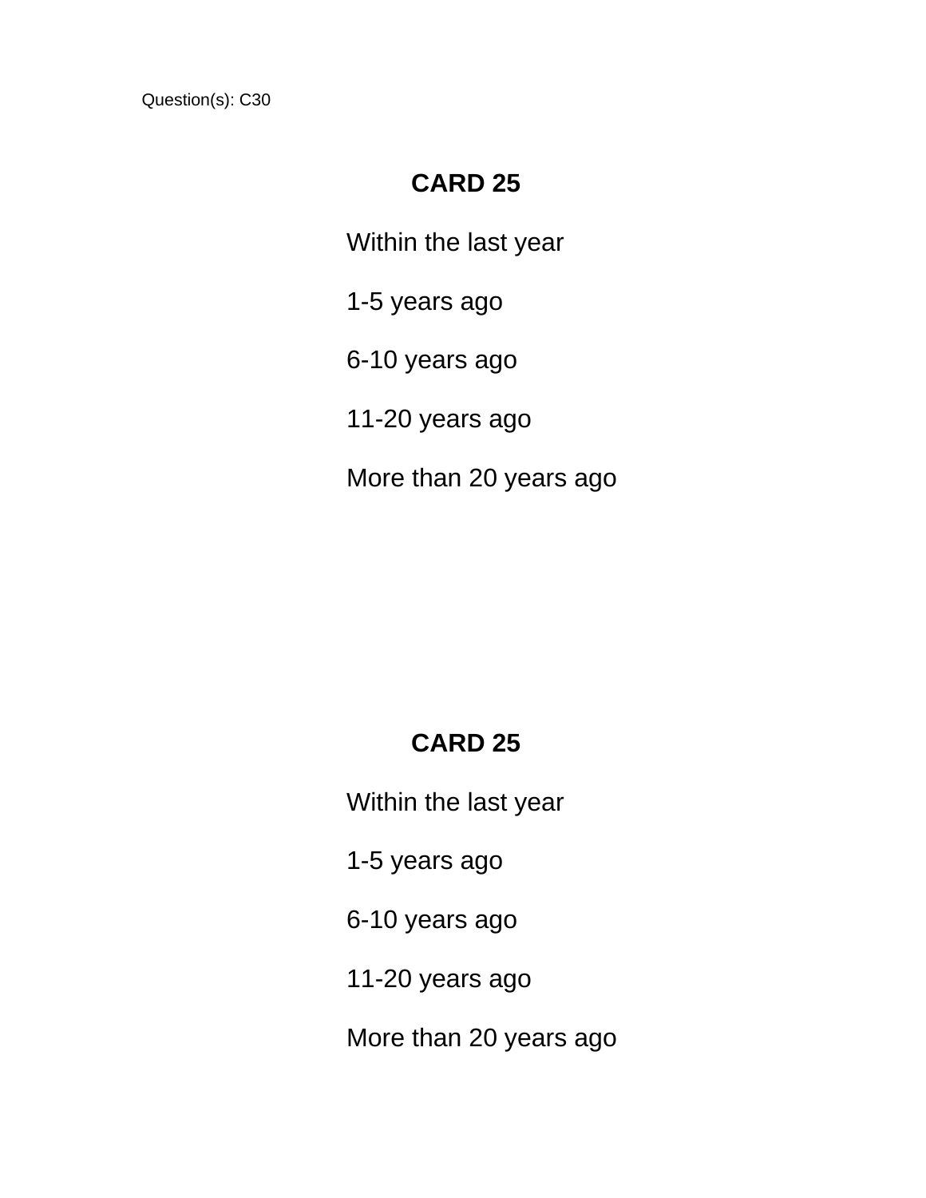Question(s): C30

**CARD 25**

Within the last year

1-5 years ago

6-10 years ago

11-20 years ago

More than 20 years ago

**CARD 25**

Within the last year

1-5 years ago

6-10 years ago

11-20 years ago

More than 20 years ago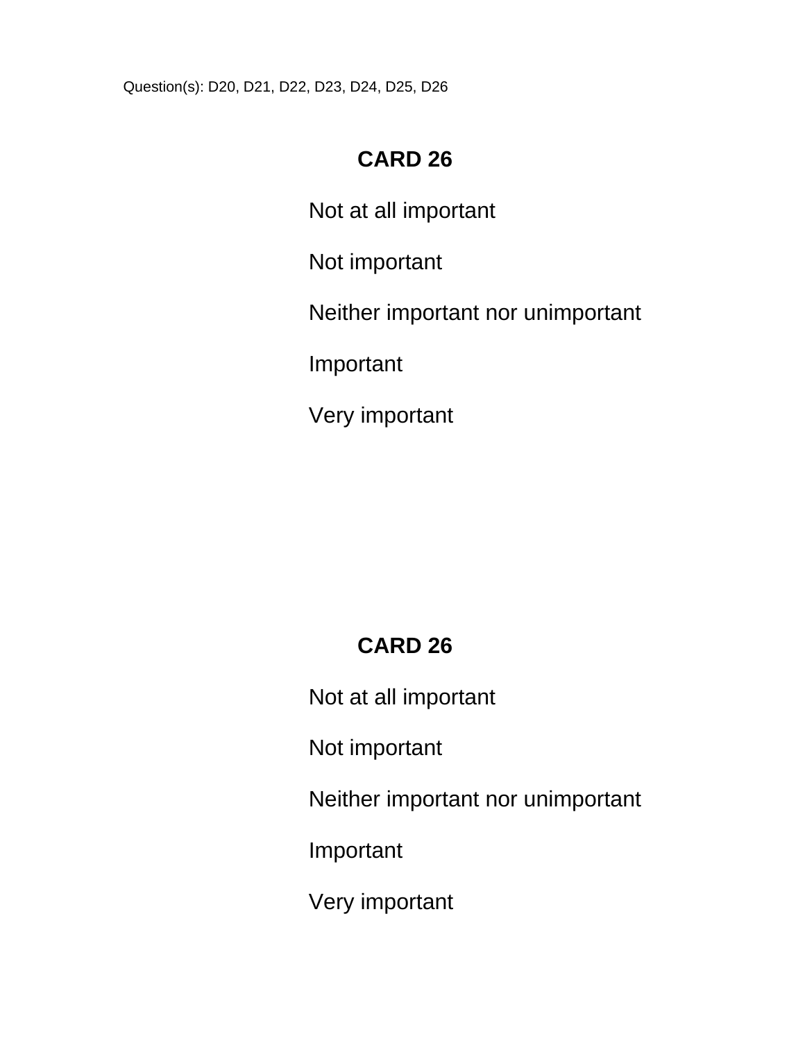Question(s): D20, D21, D22, D23, D24, D25, D26

## CARD 26

Not at all important

Not important

Neither important nor unimportant

Important

Very important

## CARD 26

Not at all important

Not important

Neither important nor unimportant

Important

Very important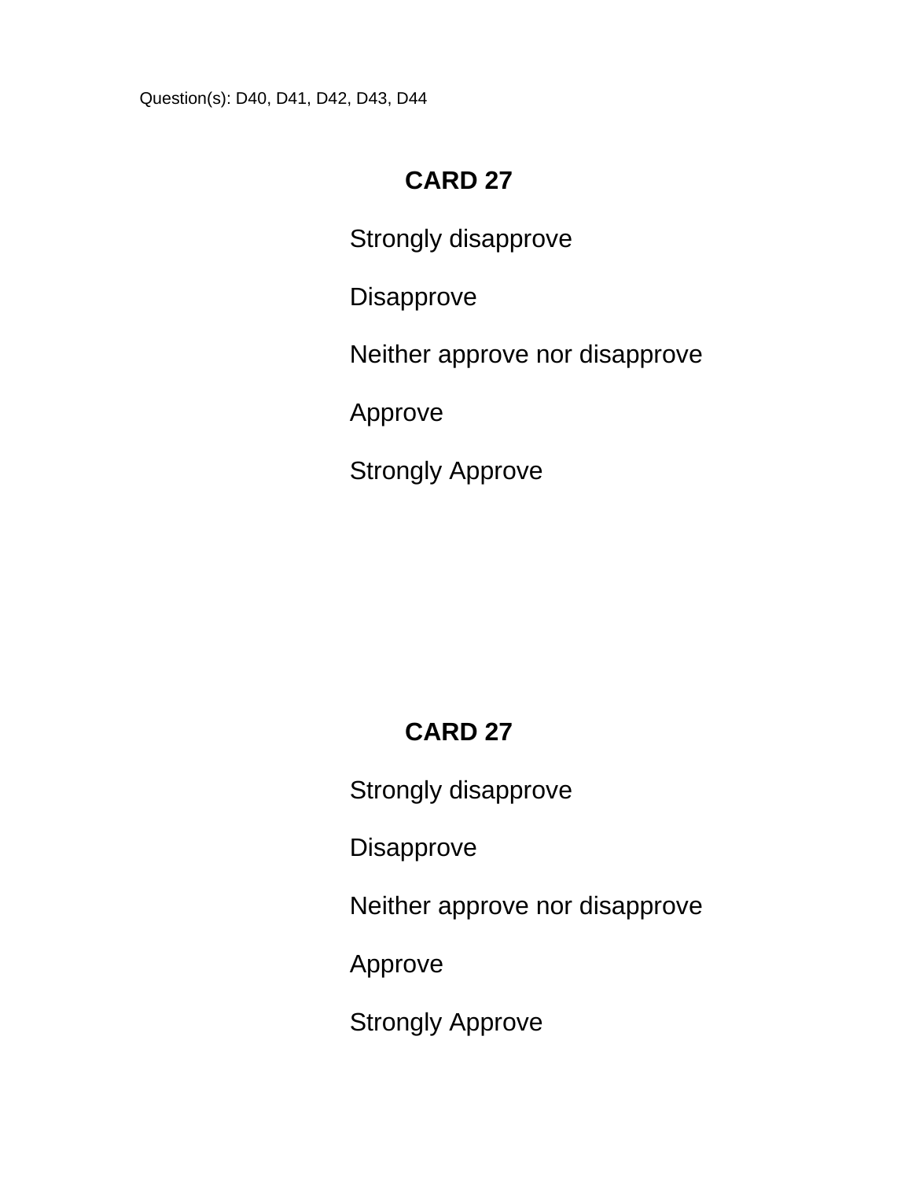Question(s): D40, D41, D42, D43, D44

**CARD 27**

Strongly disapprove

Disapprove

Neither approve nor disapprove

Approve

Strongly Approve

**CARD 27**

Strongly disapprove

Disapprove

Neither approve nor disapprove

Approve

Strongly Approve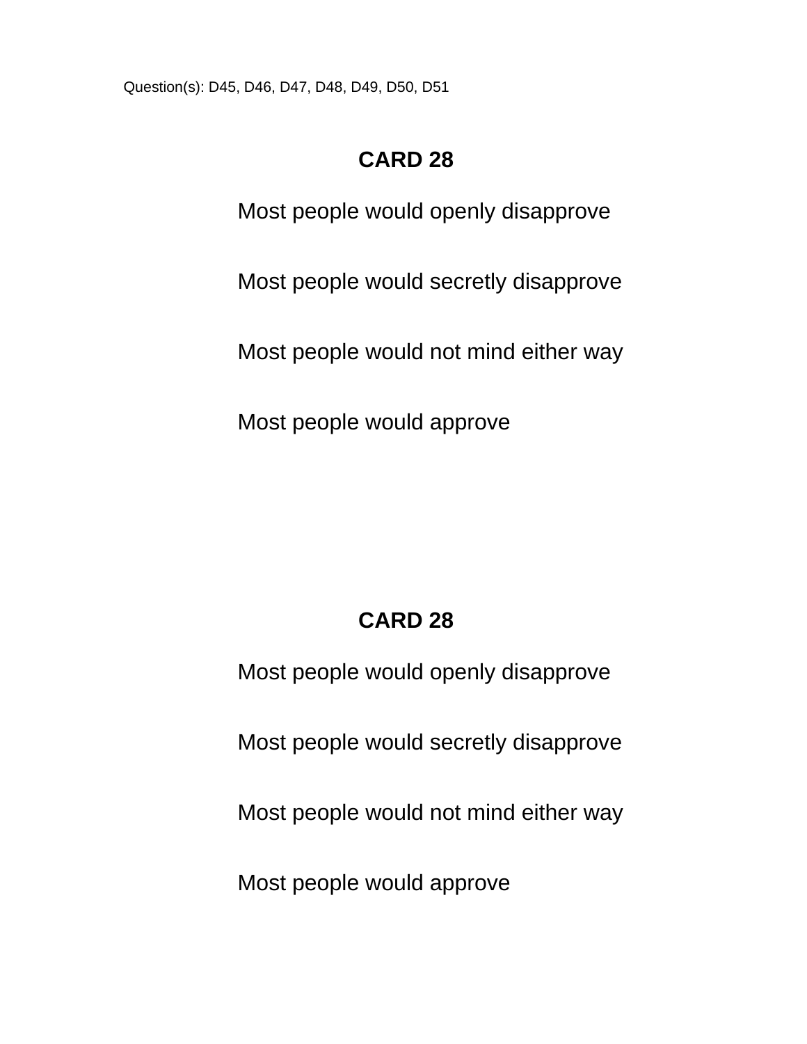Question(s): D45, D46, D47, D48, D49, D50, D51

## CARD 28

Most people would openly disapprove

Most people would secretly disapprove

Most people would not mind either way

Most people would approve

## CARD 28

Most people would openly disapprove

Most people would secretly disapprove

Most people would not mind either way

Most people would approve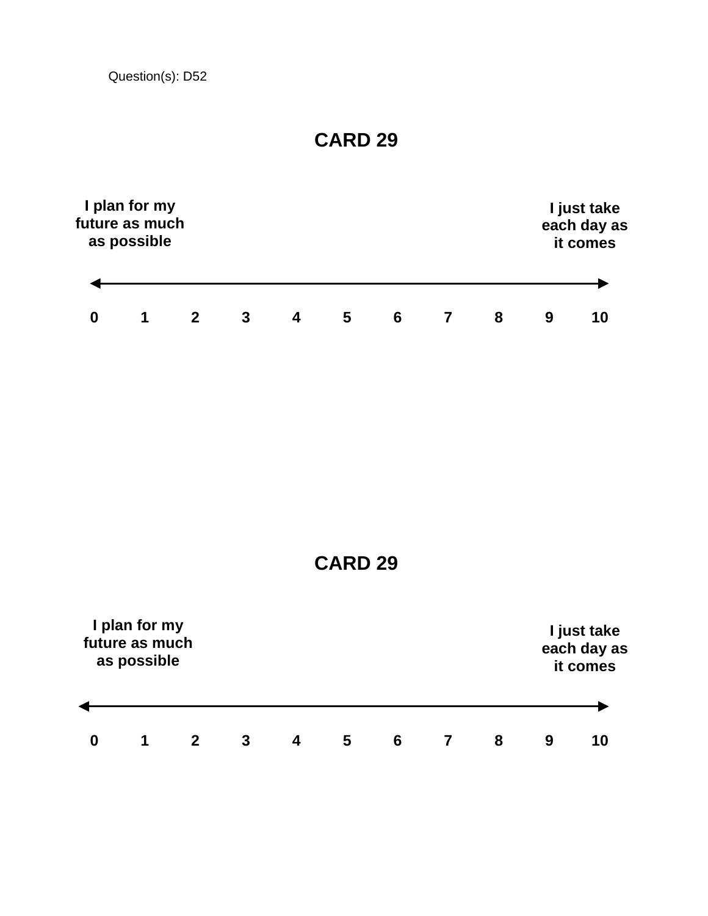Question(s): D52

## CARD 29

**I plan for my future as much as possible**

**I just take each day as it comes**

| 0 | 1 | 2 | 3 | 4 | 5 | 6 | 7 | 8 | 9 | 10 |
|---|---|---|---|---|---|---|---|---|---|---|

## CARD 29

**I plan for my future as much as possible**

**I just take each day as it comes**

| 0 | 1 | 2 | 3 | 4 | 5 | 6 | 7 | 8 | 9 | 10 |
|---|---|---|---|---|---|---|---|---|---|---|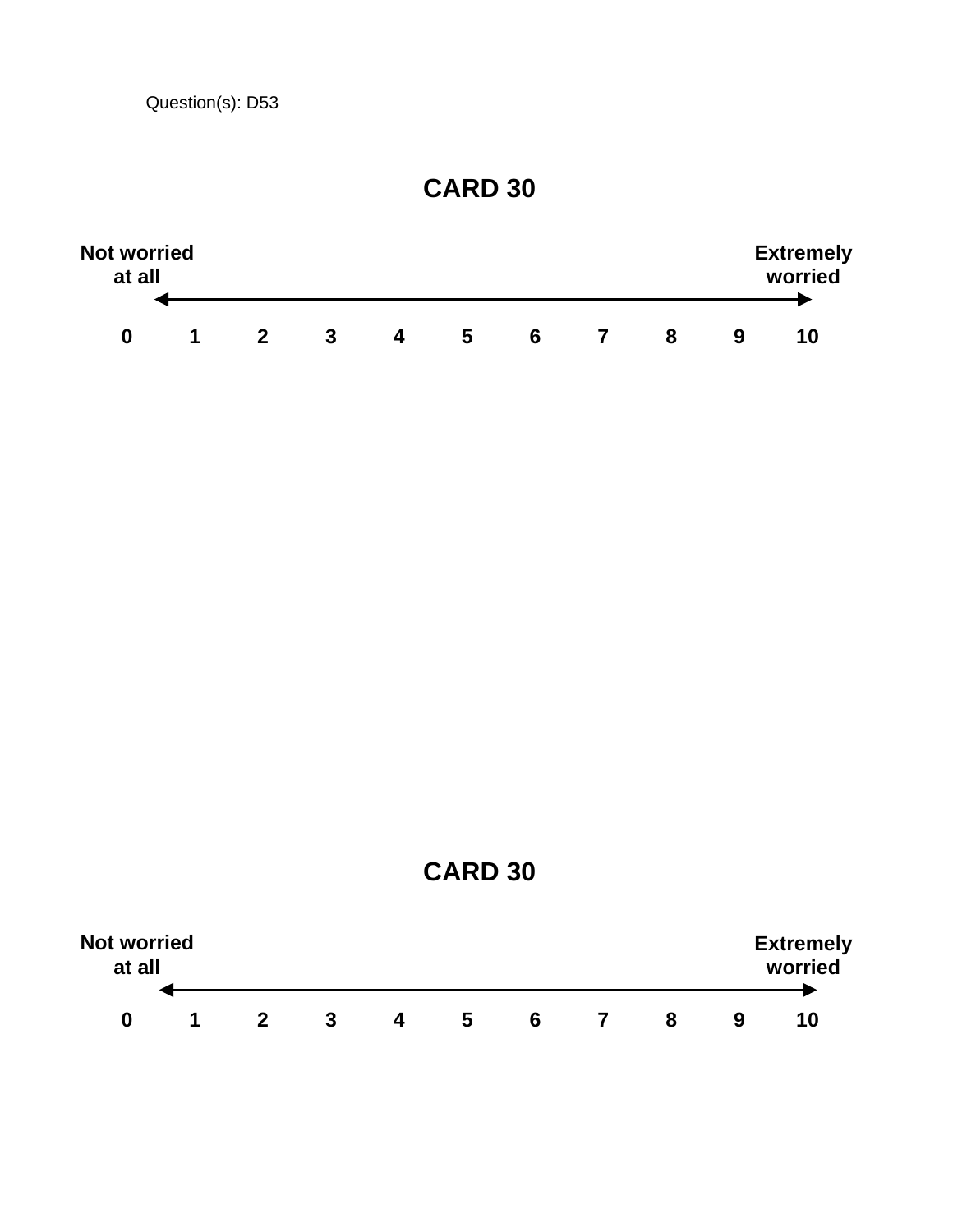Question(s): D53

## CARD 30

| Not worried at all | | | | | | | | | | Extremely worried |
|---|---|---|---|---|---|---|---|---|---|---|
| 0 | 1 | 2 | 3 | 4 | 5 | 6 | 7 | 8 | 9 | 10 |

## CARD 30

| Not worried at all | | | | | | | | | | Extremely worried |
|---|---|---|---|---|---|---|---|---|---|---|
| 0 | 1 | 2 | 3 | 4 | 5 | 6 | 7 | 8 | 9 | 10 |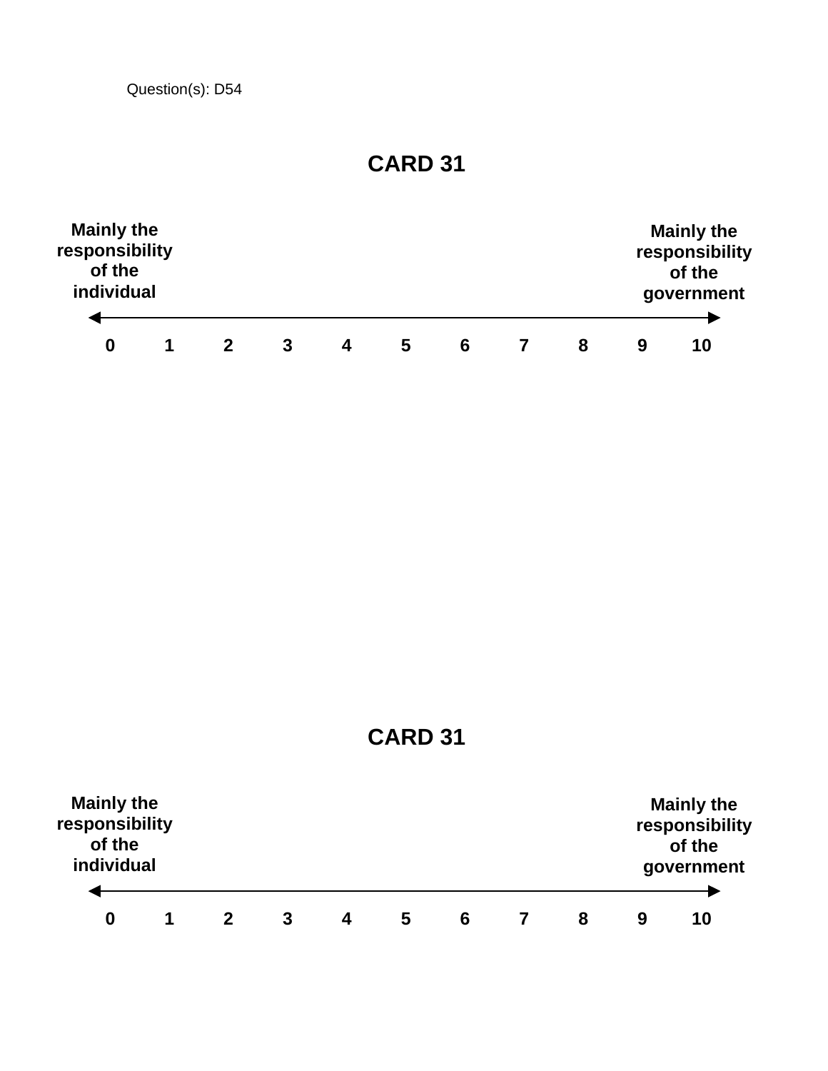Question(s): D54

## CARD 31

| Mainly the responsibility of the individual | | | | | | | | | | Mainly the responsibility of the government |
|---|---|---|---|---|---|---|---|---|---|---|
| 0 | 1 | 2 | 3 | 4 | 5 | 6 | 7 | 8 | 9 | 10 |

## CARD 31

| Mainly the responsibility of the individual | | | | | | | | | | Mainly the responsibility of the government |
|---|---|---|---|---|---|---|---|---|---|---|
| 0 | 1 | 2 | 3 | 4 | 5 | 6 | 7 | 8 | 9 | 10 |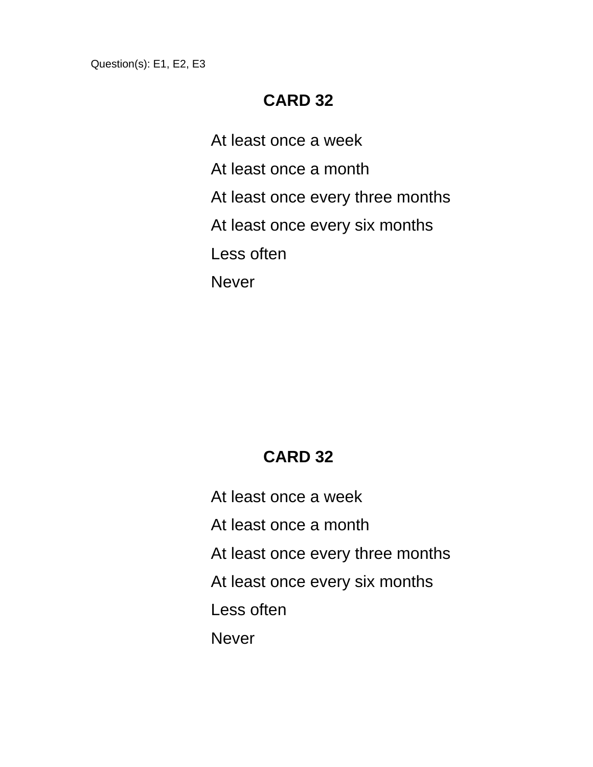Question(s): E1, E2, E3

## CARD 32

At least once a week

At least once a month

At least once every three months

At least once every six months

Less often

Never

## CARD 32

At least once a week

At least once a month

At least once every three months

At least once every six months

Less often

Never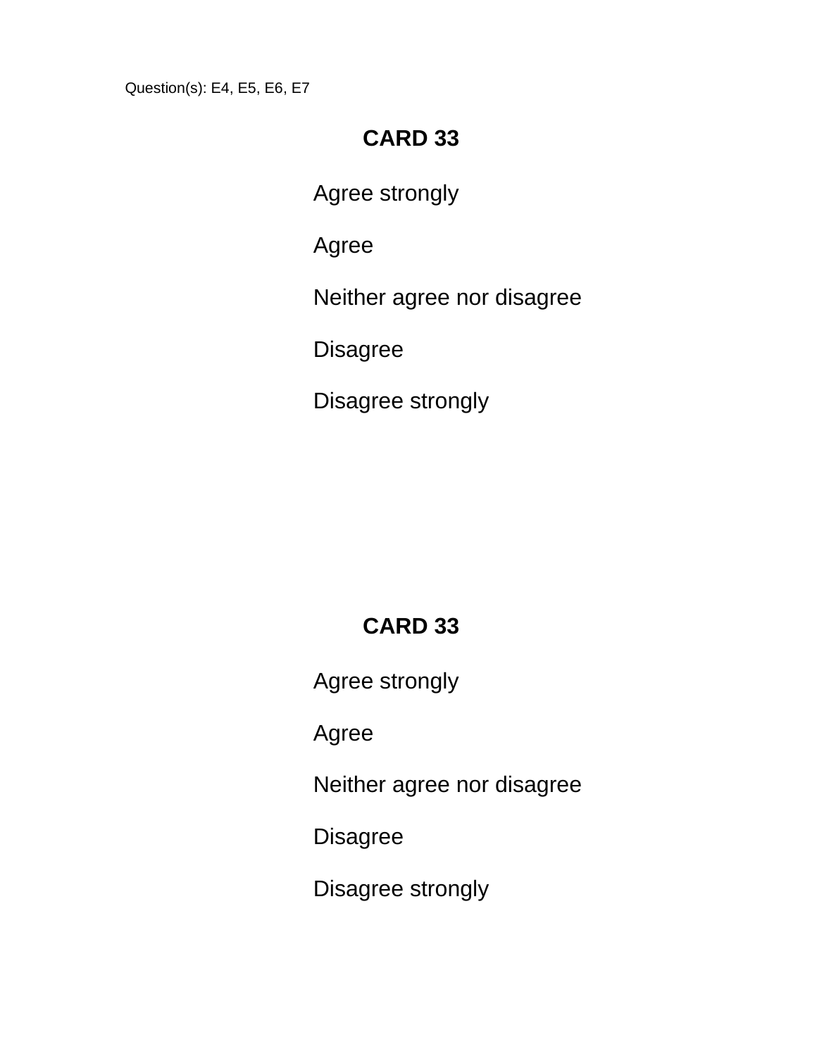Question(s): E4, E5, E6, E7

**CARD 33**

Agree strongly

Agree

Neither agree nor disagree

Disagree

Disagree strongly

**CARD 33**

Agree strongly

Agree

Neither agree nor disagree

Disagree

Disagree strongly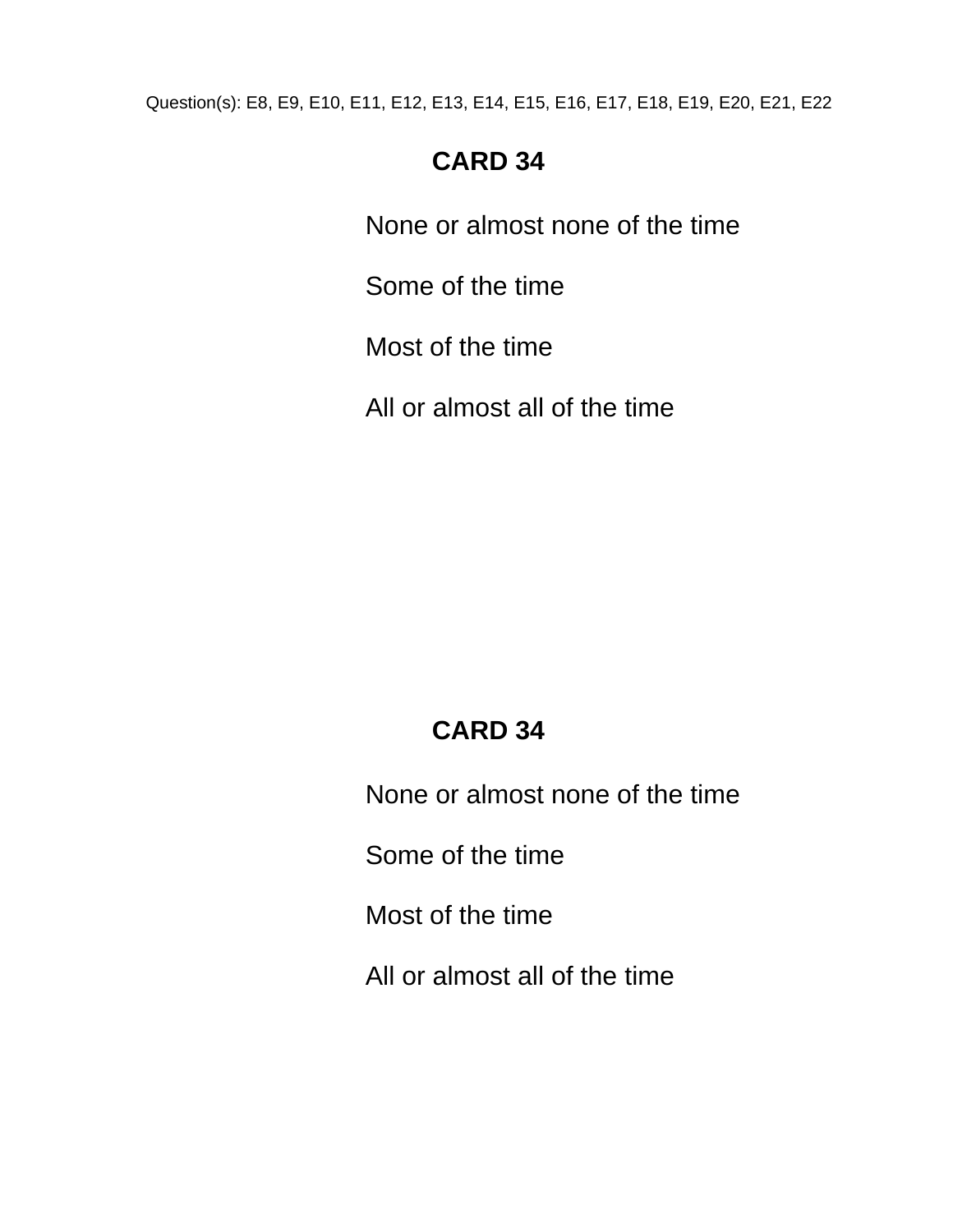Question(s): E8, E9, E10, E11, E12, E13, E14, E15, E16, E17, E18, E19, E20, E21, E22

**CARD 34**

None or almost none of the time

Some of the time

Most of the time

All or almost all of the time

**CARD 34**

None or almost none of the time

Some of the time

Most of the time

All or almost all of the time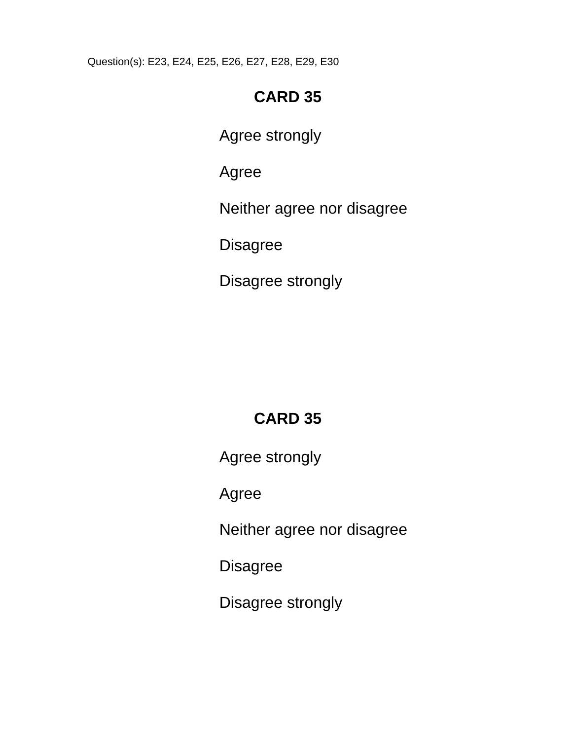Question(s): E23, E24, E25, E26, E27, E28, E29, E30

**CARD 35**

Agree strongly

Agree

Neither agree nor disagree

Disagree

Disagree strongly

**CARD 35**

Agree strongly

Agree

Neither agree nor disagree

Disagree

Disagree strongly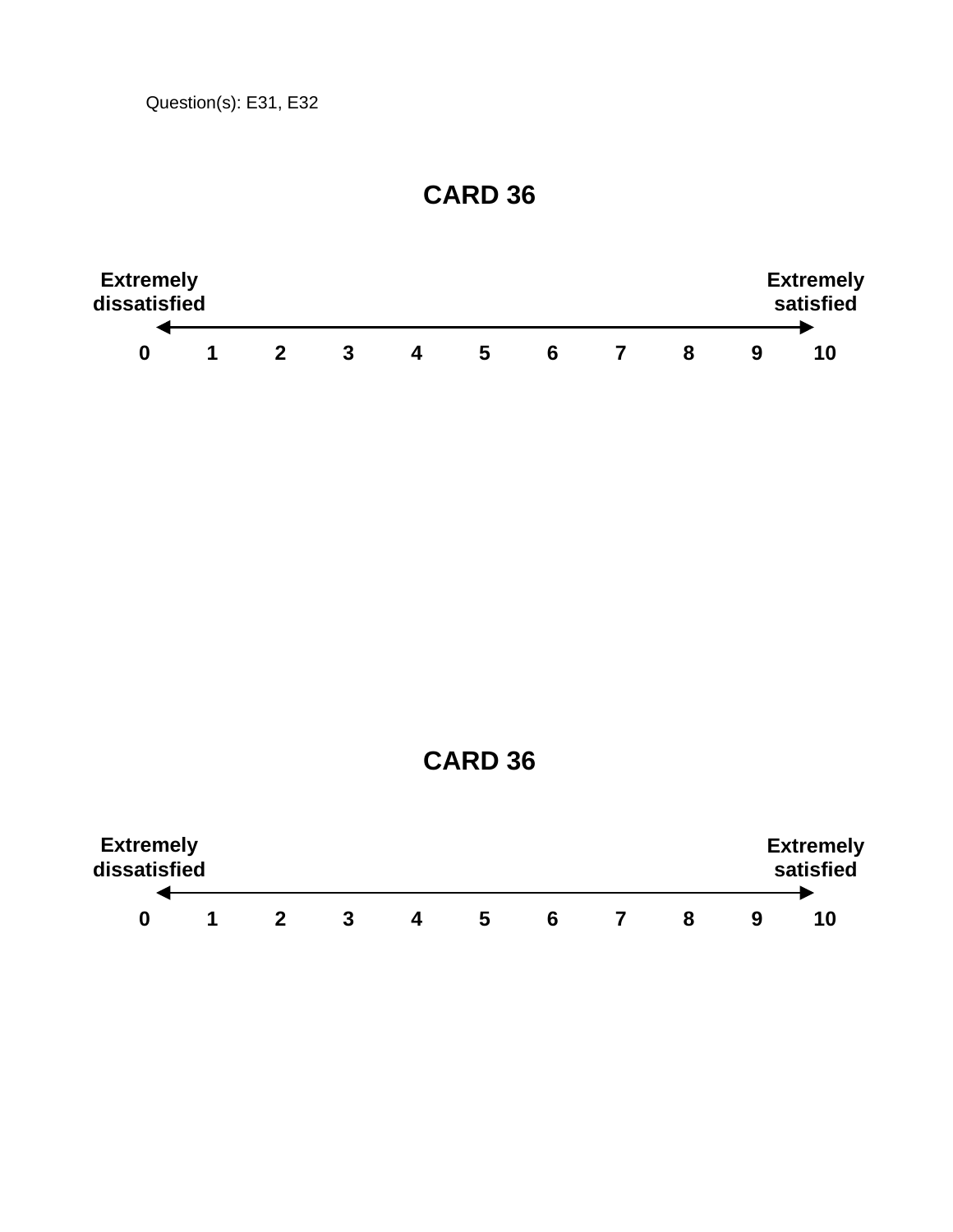Question(s): E31, E32

# CARD 36

| Extremely dissatisfied | | | | | | | | | | Extremely satisfied |
|---|---|---|---|---|---|---|---|---|---|---|
| 0 | 1 | 2 | 3 | 4 | 5 | 6 | 7 | 8 | 9 | 10 |

# CARD 36

| Extremely dissatisfied | | | | | | | | | | Extremely satisfied |
|---|---|---|---|---|---|---|---|---|---|---|
| 0 | 1 | 2 | 3 | 4 | 5 | 6 | 7 | 8 | 9 | 10 |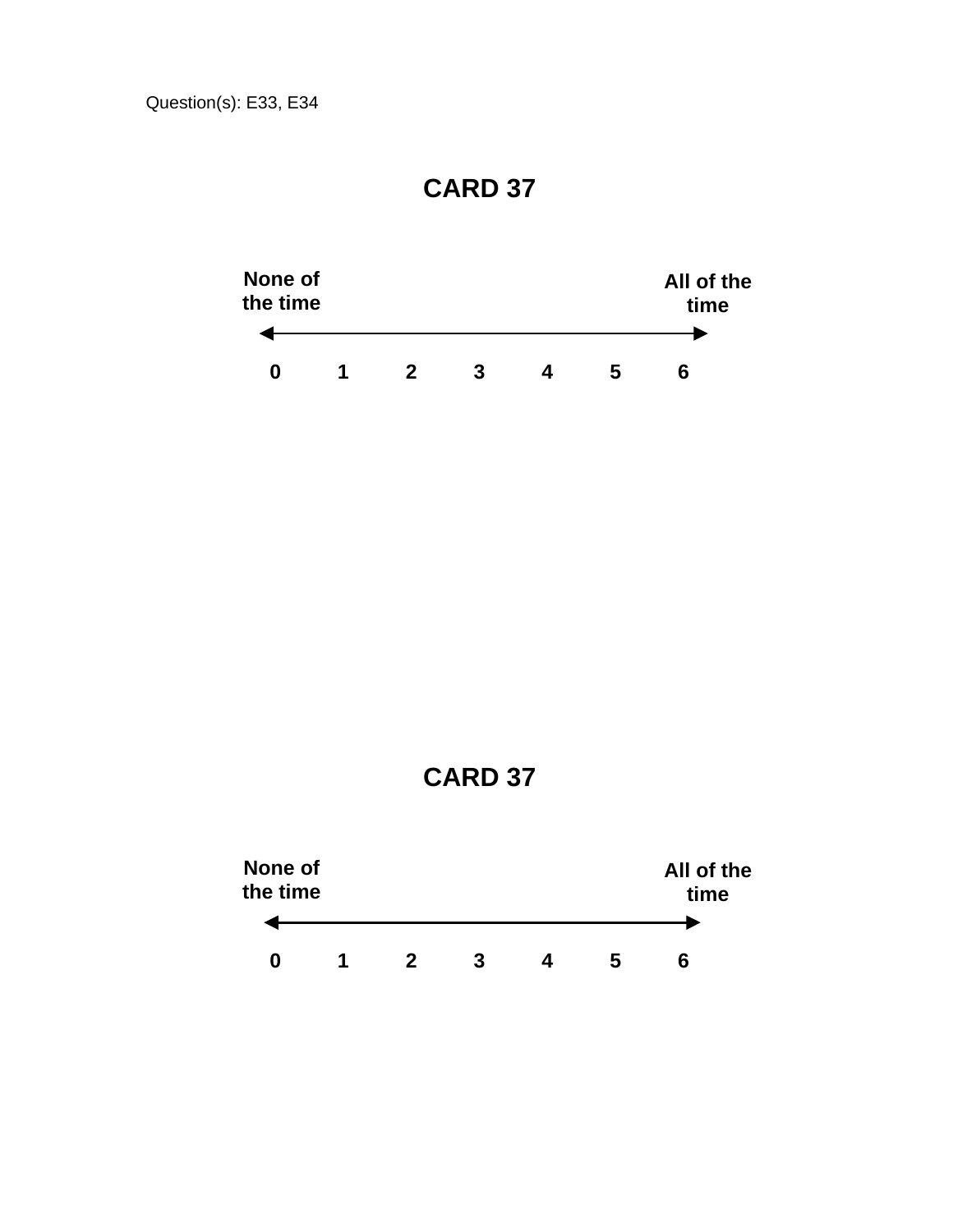Question(s): E33, E34

# CARD 37

**None of the time** ◄──────────────► **All of the time**

| **0** | **1** | **2** | **3** | **4** | **5** | **6** |
|---|---|---|---|---|---|---|

# CARD 37

**None of the time** ◄──────────────► **All of the time**

| **0** | **1** | **2** | **3** | **4** | **5** | **6** |
|---|---|---|---|---|---|---|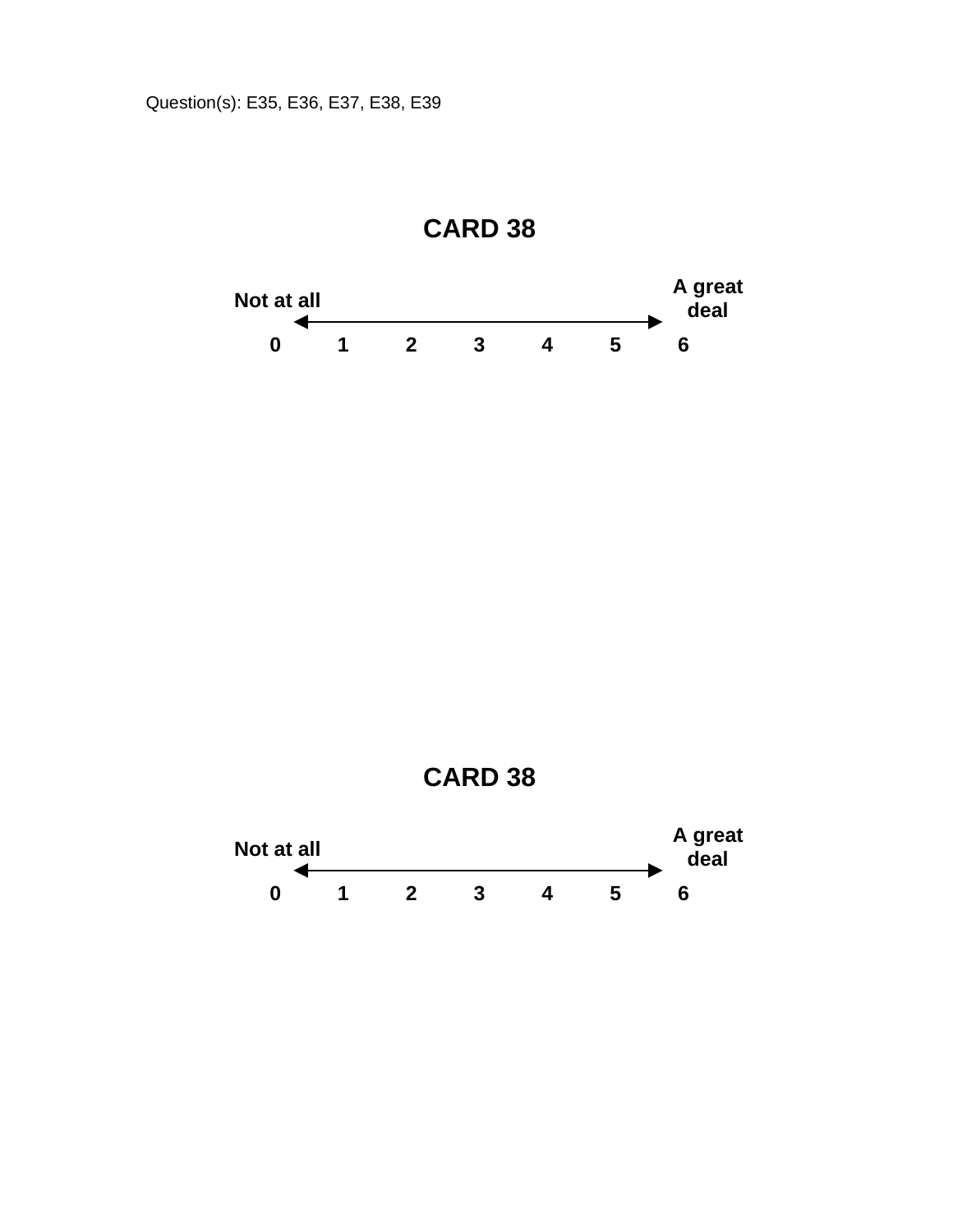Question(s): E35, E36, E37, E38, E39

## CARD 38

| Not at all | | | | | | A great deal |
|---|---|---|---|---|---|---|
| 0 | 1 | 2 | 3 | 4 | 5 | 6 |

## CARD 38

| Not at all | | | | | | A great deal |
|---|---|---|---|---|---|---|
| 0 | 1 | 2 | 3 | 4 | 5 | 6 |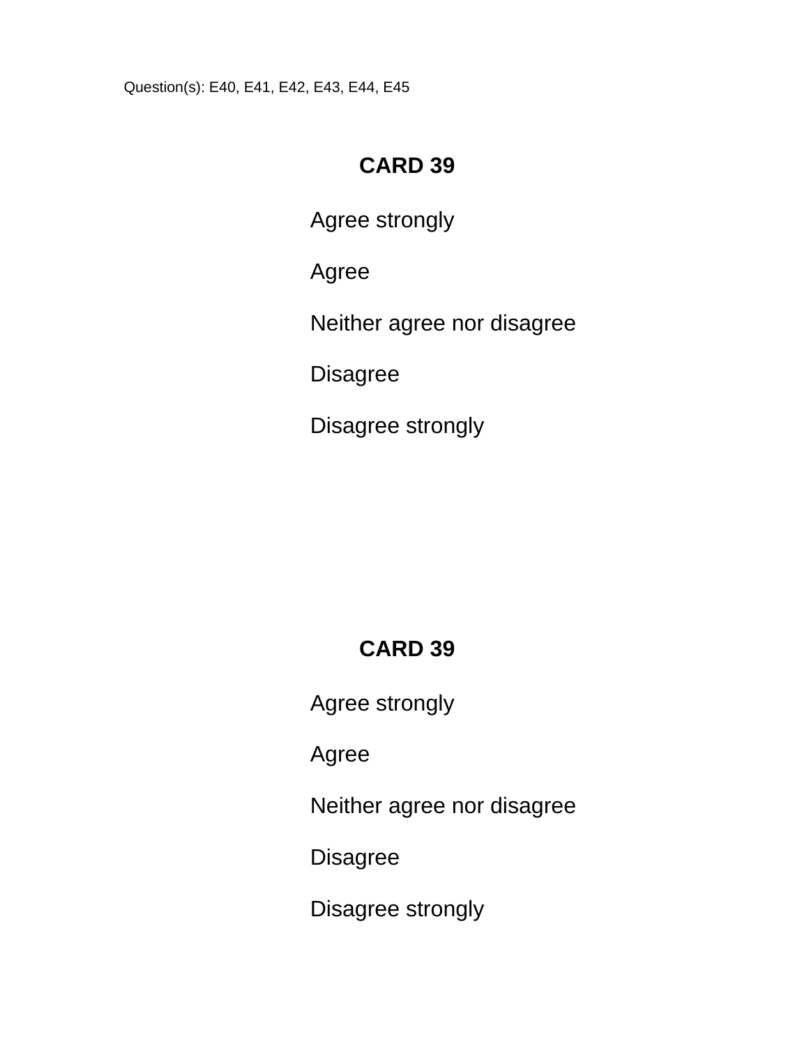Question(s): E40, E41, E42, E43, E44, E45

**CARD 39**

Agree strongly

Agree

Neither agree nor disagree

Disagree

Disagree strongly

**CARD 39**

Agree strongly

Agree

Neither agree nor disagree

Disagree

Disagree strongly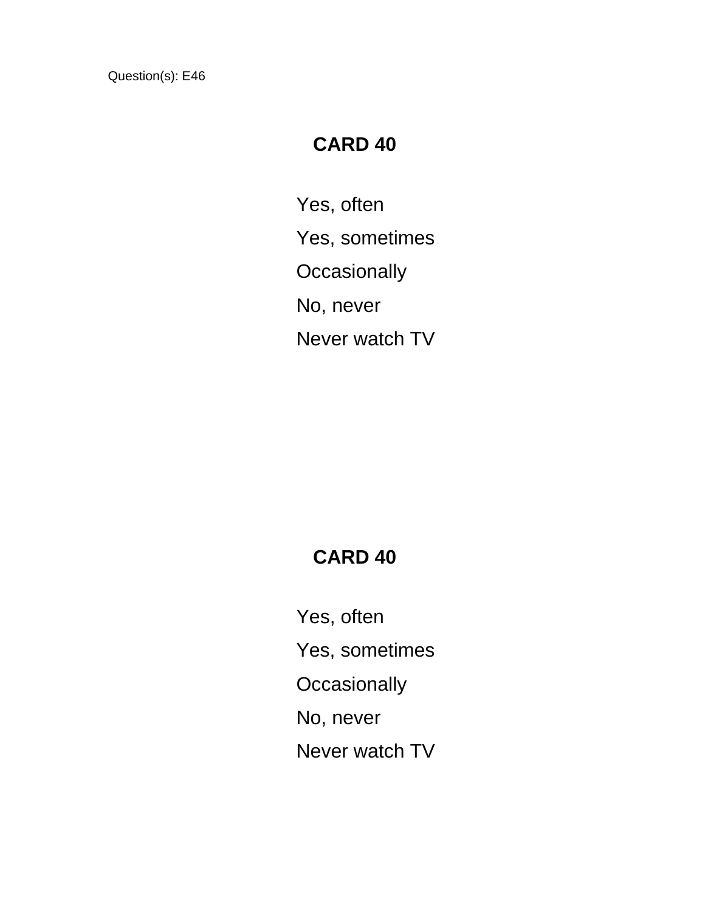Question(s): E46

**CARD 40**

Yes, often

Yes, sometimes

Occasionally

No, never

Never watch TV

**CARD 40**

Yes, often

Yes, sometimes

Occasionally

No, never

Never watch TV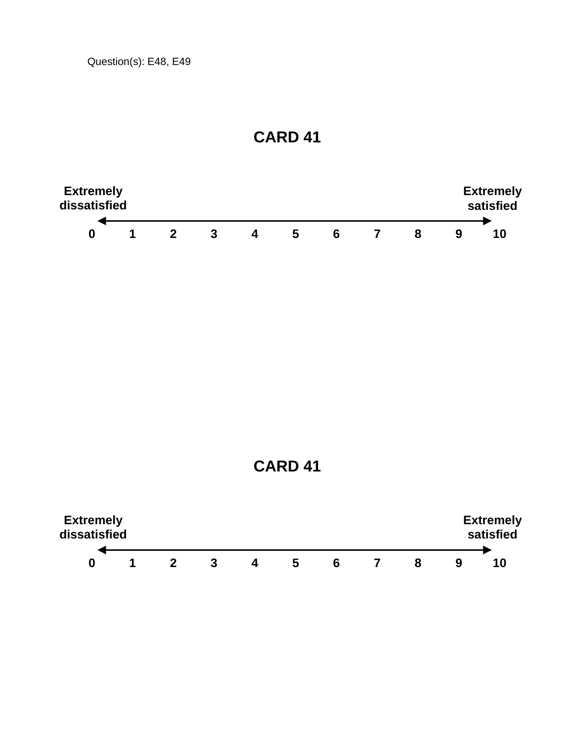Question(s): E48, E49

# CARD 41

| Extremely dissatisfied | | | | | | | | | | Extremely satisfied |
|---|---|---|---|---|---|---|---|---|---|---|
| 0 | 1 | 2 | 3 | 4 | 5 | 6 | 7 | 8 | 9 | 10 |

# CARD 41

| Extremely dissatisfied | | | | | | | | | | Extremely satisfied |
|---|---|---|---|---|---|---|---|---|---|---|
| 0 | 1 | 2 | 3 | 4 | 5 | 6 | 7 | 8 | 9 | 10 |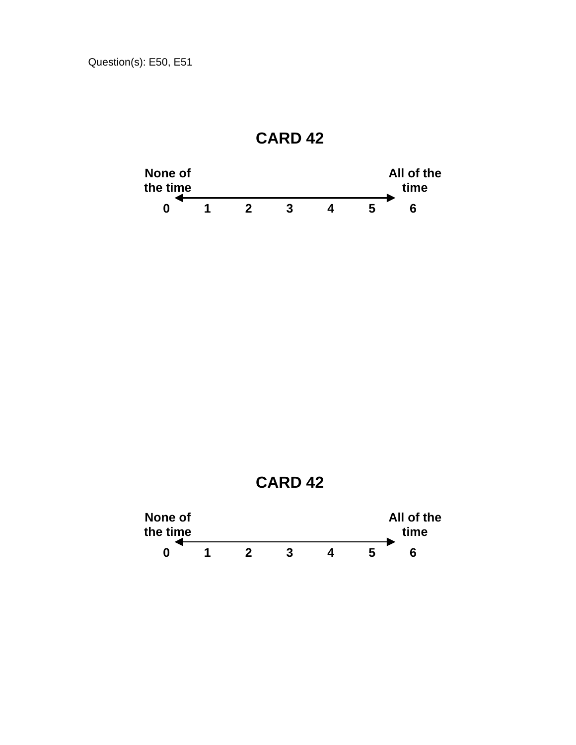Question(s): E50, E51

## CARD 42

| None of the time | | | | | | All of the time |
|---|---|---|---|---|---|---|
| 0 | 1 | 2 | 3 | 4 | 5 | 6 |

## CARD 42

| None of the time | | | | | | All of the time |
|---|---|---|---|---|---|---|
| 0 | 1 | 2 | 3 | 4 | 5 | 6 |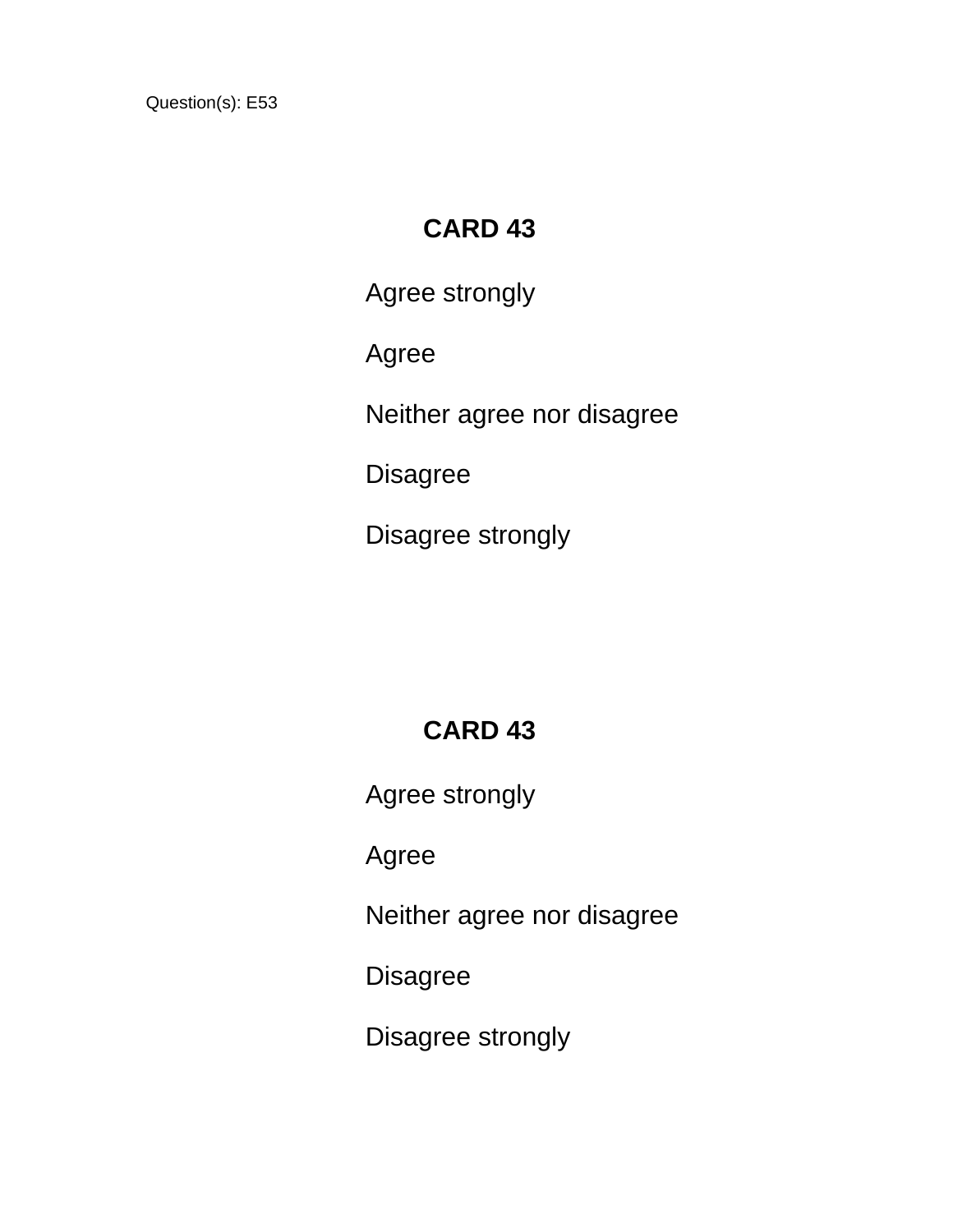Question(s): E53

**CARD 43**

Agree strongly

Agree

Neither agree nor disagree

Disagree

Disagree strongly

**CARD 43**

Agree strongly

Agree

Neither agree nor disagree

Disagree

Disagree strongly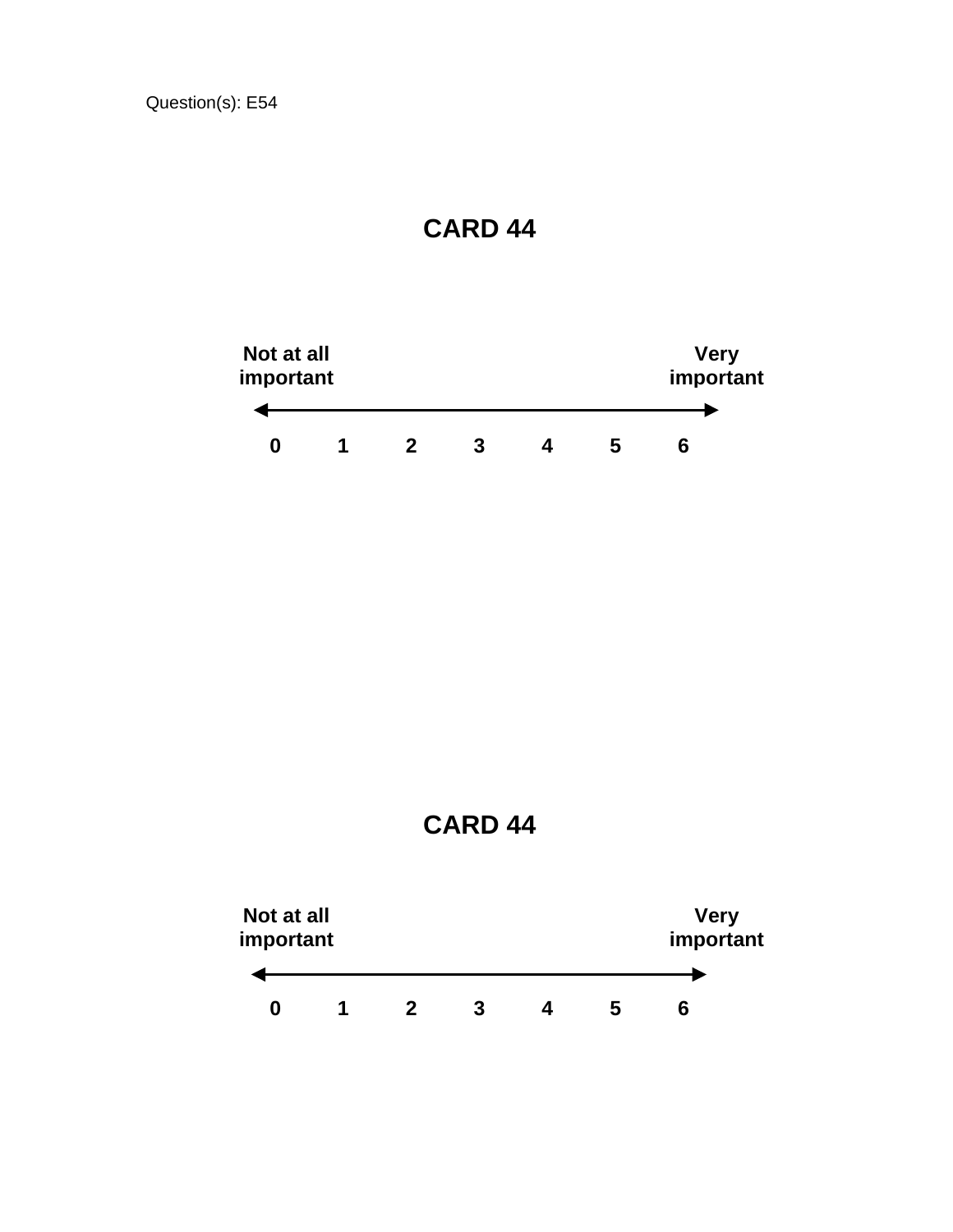Question(s): E54

# CARD 44

| Not at all important | | | | | | Very important |
|---|---|---|---|---|---|---|
| 0 | 1 | 2 | 3 | 4 | 5 | 6 |

# CARD 44

| Not at all important | | | | | | Very important |
|---|---|---|---|---|---|---|
| 0 | 1 | 2 | 3 | 4 | 5 | 6 |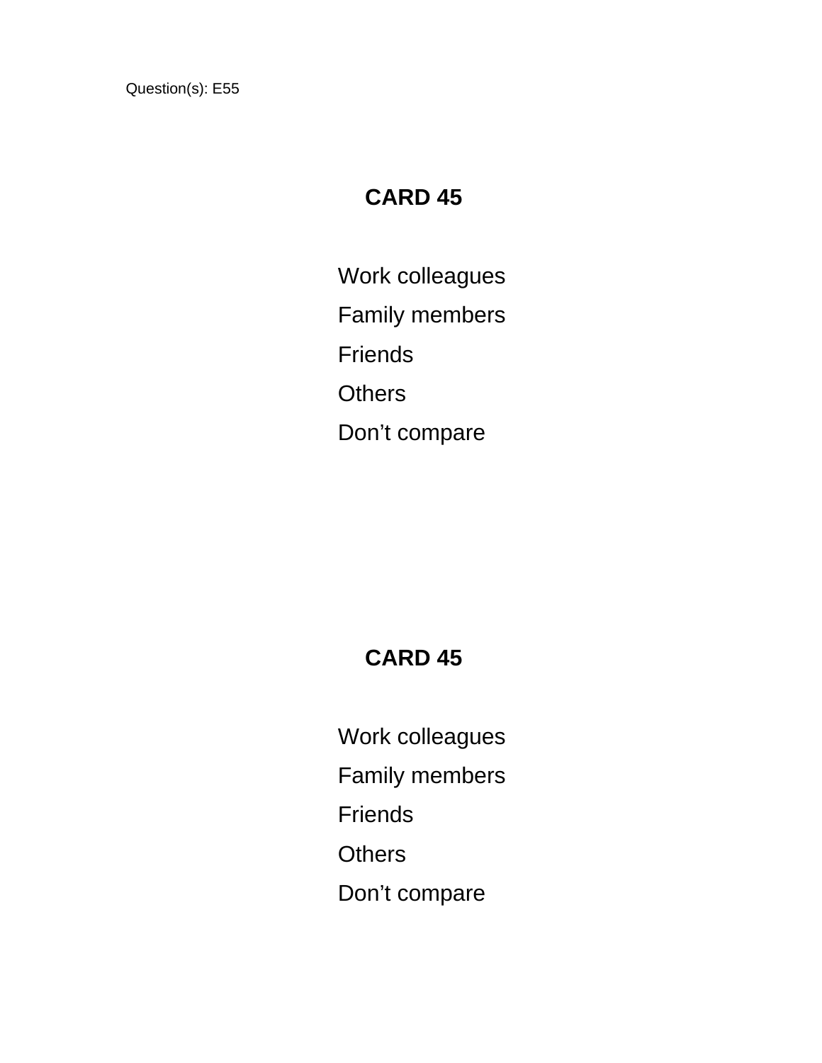Question(s): E55

## CARD 45

Work colleagues

Family members

Friends

Others

Don’t compare

## CARD 45

Work colleagues

Family members

Friends

Others

Don’t compare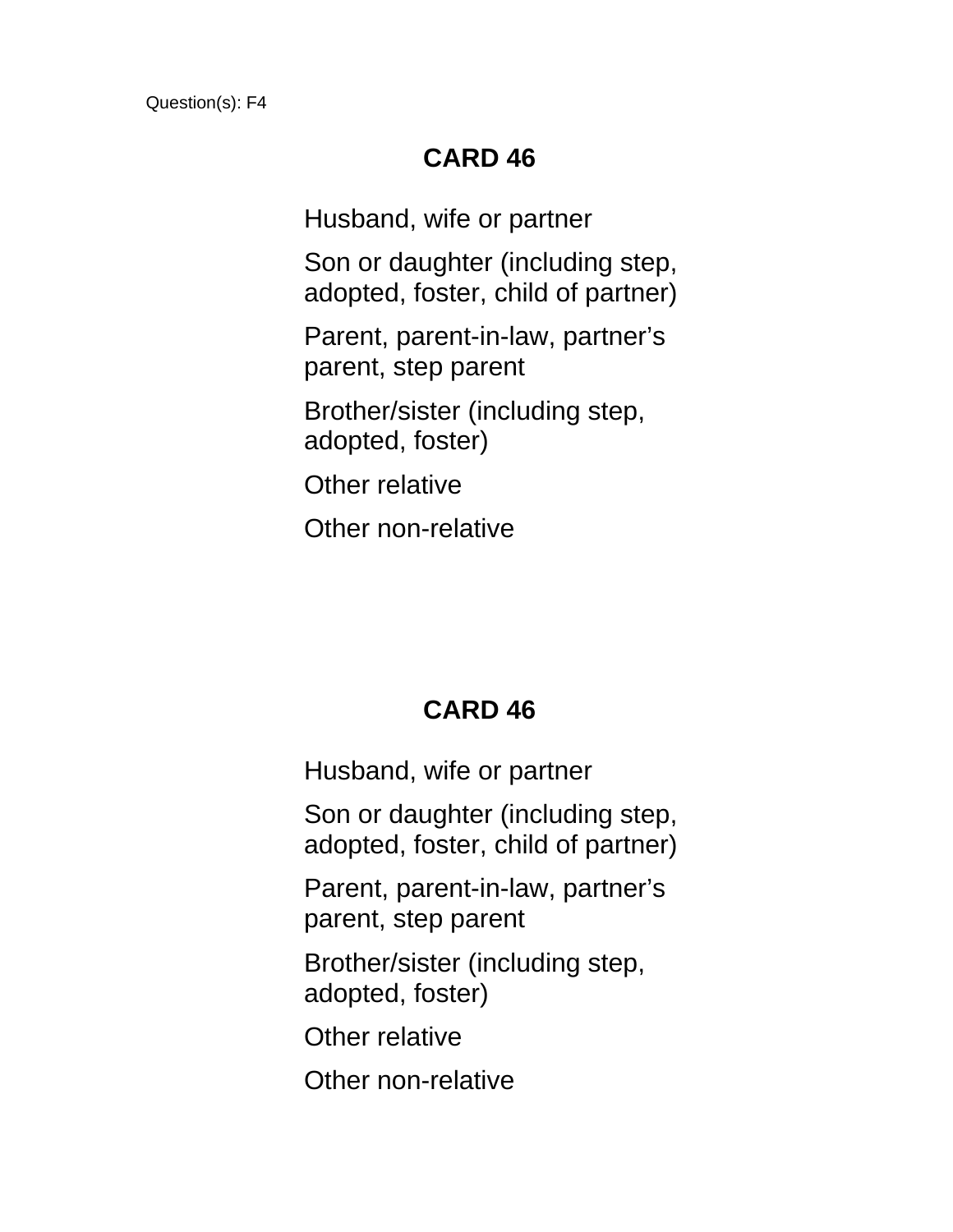Question(s): F4

## CARD 46

Husband, wife or partner

Son or daughter (including step, adopted, foster, child of partner)

Parent, parent-in-law, partner's parent, step parent

Brother/sister (including step, adopted, foster)

Other relative

Other non-relative

## CARD 46

Husband, wife or partner

Son or daughter (including step, adopted, foster, child of partner)

Parent, parent-in-law, partner's parent, step parent

Brother/sister (including step, adopted, foster)

Other relative

Other non-relative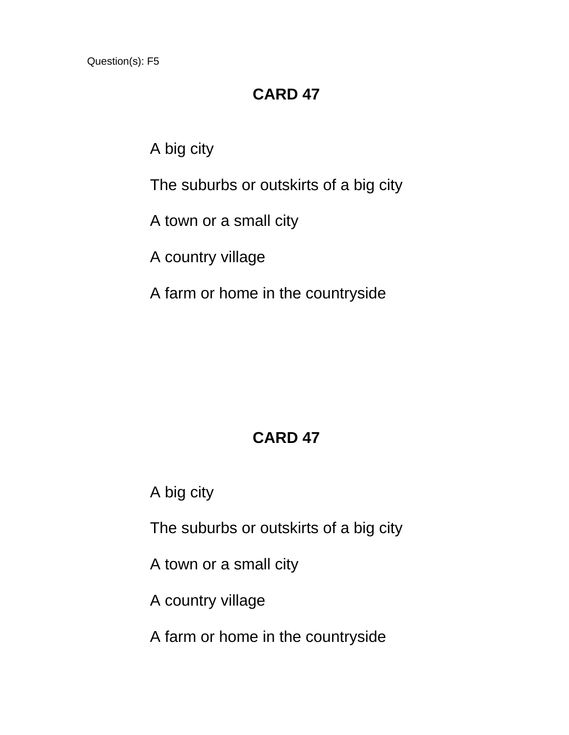Question(s): F5

## CARD 47

A big city

The suburbs or outskirts of a big city

A town or a small city

A country village

A farm or home in the countryside

## CARD 47

A big city

The suburbs or outskirts of a big city

A town or a small city

A country village

A farm or home in the countryside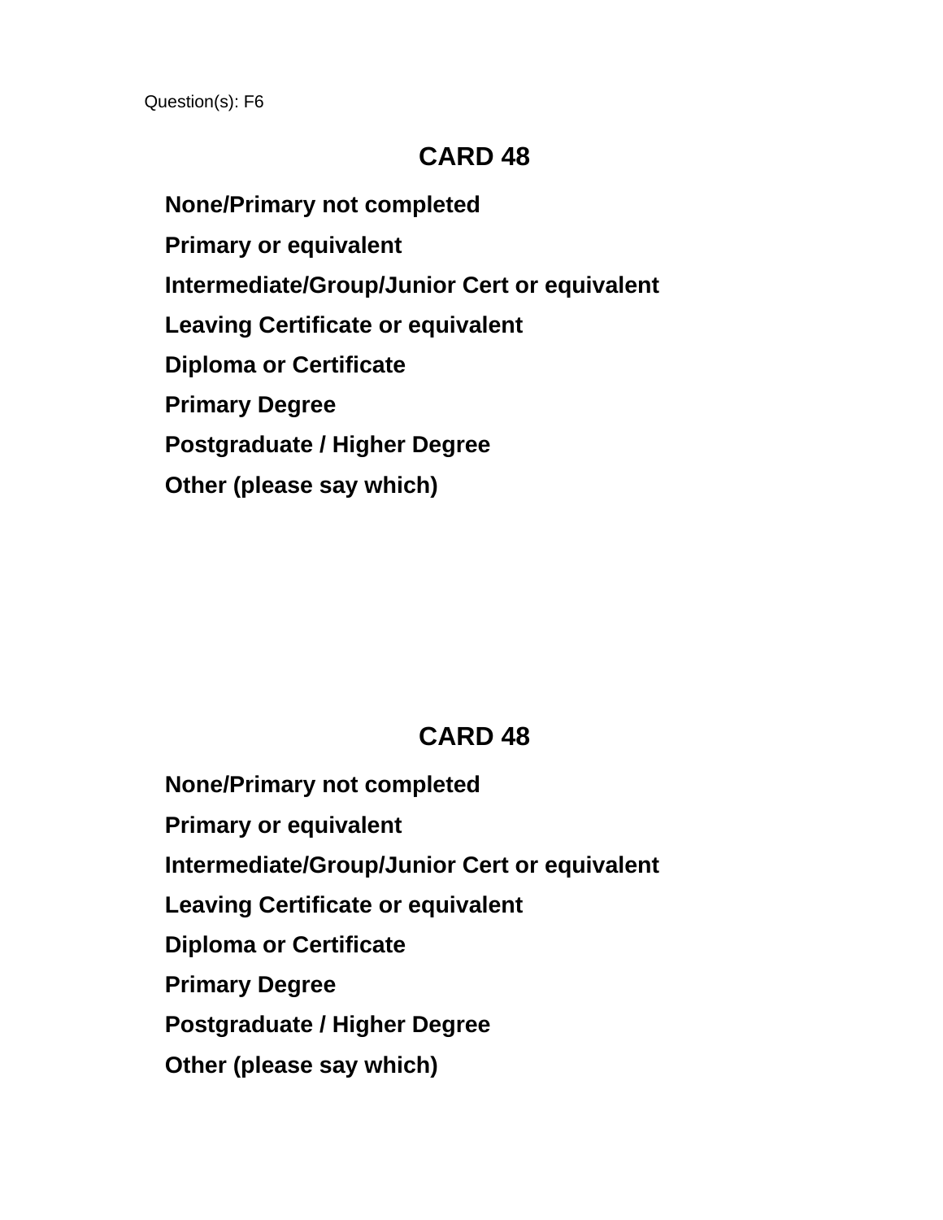Question(s): F6

## CARD 48

**None/Primary not completed**

**Primary or equivalent**

**Intermediate/Group/Junior Cert or equivalent**

**Leaving Certificate or equivalent**

**Diploma or Certificate**

**Primary Degree**

**Postgraduate / Higher Degree**

**Other (please say which)**

## CARD 48

**None/Primary not completed**

**Primary or equivalent**

**Intermediate/Group/Junior Cert or equivalent**

**Leaving Certificate or equivalent**

**Diploma or Certificate**

**Primary Degree**

**Postgraduate / Higher Degree**

**Other (please say which)**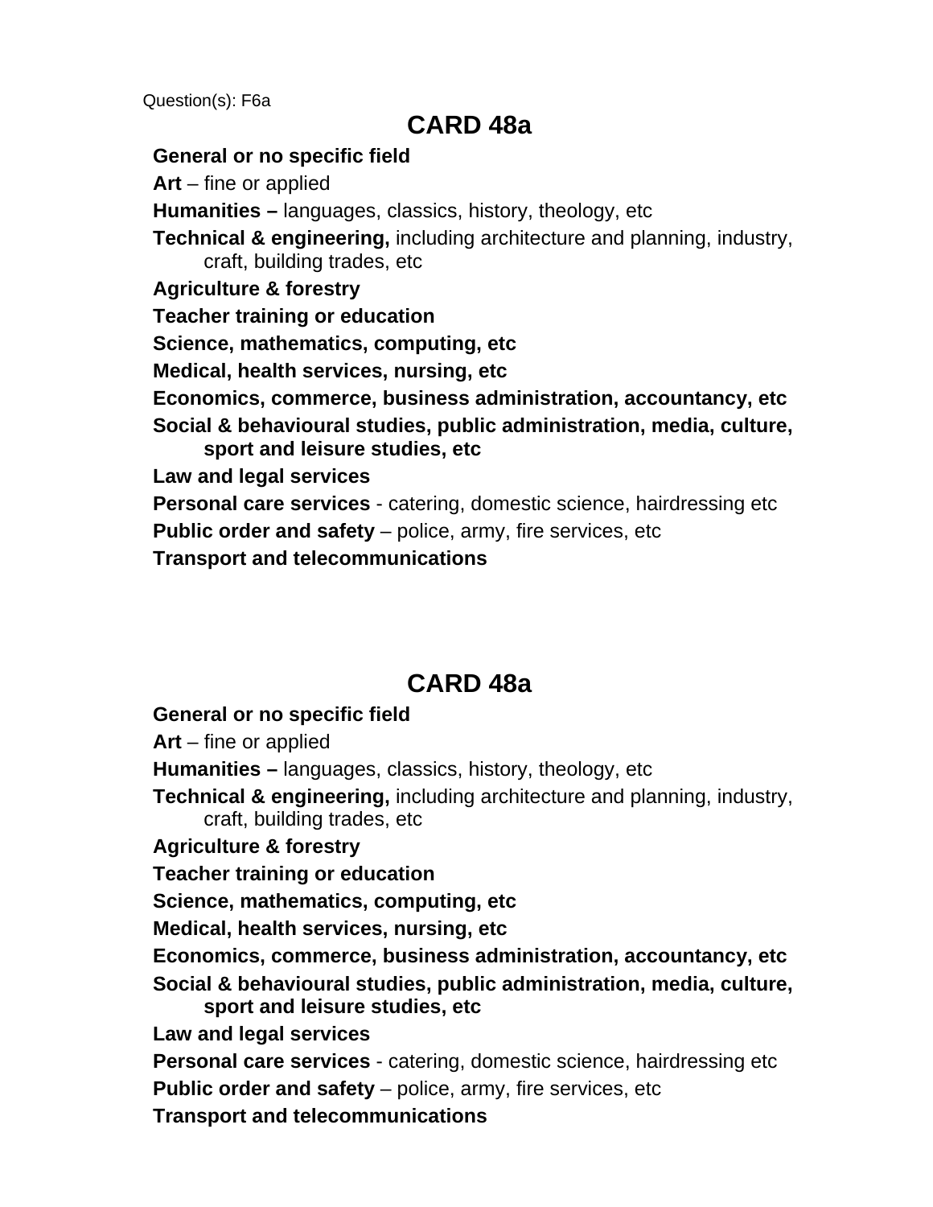Question(s): F6a

## CARD 48a

**General or no specific field**

**Art** – fine or applied

**Humanities –** languages, classics, history, theology, etc

**Technical & engineering,** including architecture and planning, industry, craft, building trades, etc

**Agriculture & forestry**

**Teacher training or education**

**Science, mathematics, computing, etc**

**Medical, health services, nursing, etc**

**Economics, commerce, business administration, accountancy, etc**

**Social & behavioural studies, public administration, media, culture, sport and leisure studies, etc**

**Law and legal services**

**Personal care services** - catering, domestic science, hairdressing etc

**Public order and safety** – police, army, fire services, etc

**Transport and telecommunications**

## CARD 48a

**General or no specific field**

**Art** – fine or applied

**Humanities –** languages, classics, history, theology, etc

**Technical & engineering,** including architecture and planning, industry, craft, building trades, etc

**Agriculture & forestry**

**Teacher training or education**

**Science, mathematics, computing, etc**

**Medical, health services, nursing, etc**

**Economics, commerce, business administration, accountancy, etc**

**Social & behavioural studies, public administration, media, culture, sport and leisure studies, etc**

**Law and legal services**

**Personal care services** - catering, domestic science, hairdressing etc

**Public order and safety** – police, army, fire services, etc

**Transport and telecommunications**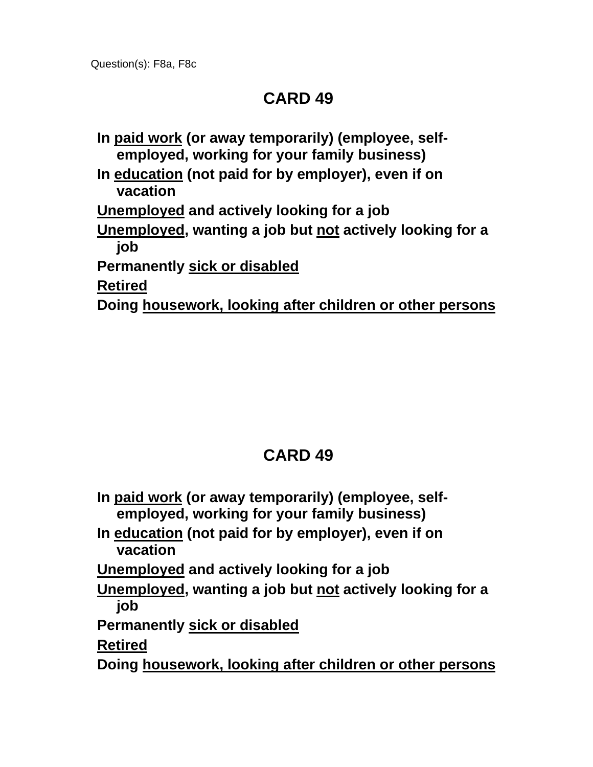Question(s): F8a, F8c

# CARD 49

**In <u>paid work</u> (or away temporarily) (employee, self-employed, working for your family business)**

**In <u>education</u> (not paid for by employer), even if on vacation**

**<u>Unemployed</u> and actively looking for a job**

**<u>Unemployed</u>, wanting a job but <u>not</u> actively looking for a job**

**Permanently <u>sick or disabled</u>**

**<u>Retired</u>**

**Doing <u>housework, looking after children or other persons</u>**

# CARD 49

**In <u>paid work</u> (or away temporarily) (employee, self-employed, working for your family business)**

**In <u>education</u> (not paid for by employer), even if on vacation**

**<u>Unemployed</u> and actively looking for a job**

**<u>Unemployed</u>, wanting a job but <u>not</u> actively looking for a job**

**Permanently <u>sick or disabled</u>**

**<u>Retired</u>**

**Doing <u>housework, looking after children or other persons</u>**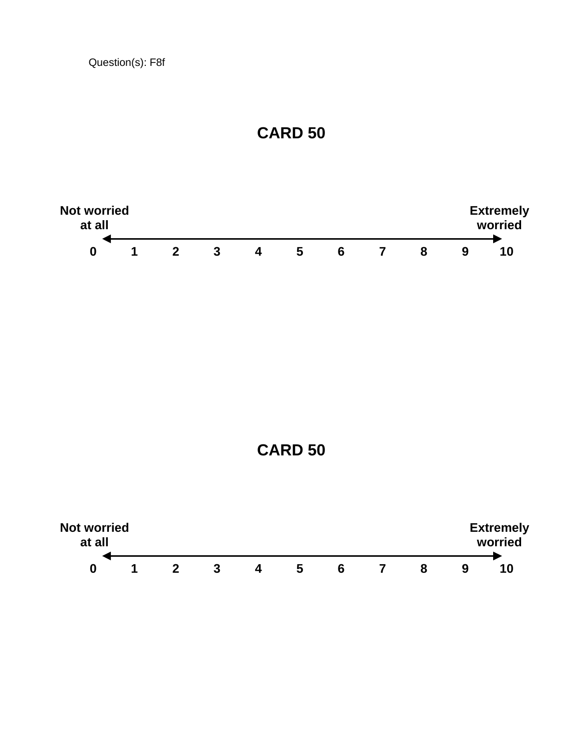Question(s): F8f

# CARD 50

| Not worried at all | | | | | | | | | | Extremely worried |
|---|---|---|---|---|---|---|---|---|---|---|
| **0** | **1** | **2** | **3** | **4** | **5** | **6** | **7** | **8** | **9** | **10** |

# CARD 50

| Not worried at all | | | | | | | | | | Extremely worried |
|---|---|---|---|---|---|---|---|---|---|---|
| **0** | **1** | **2** | **3** | **4** | **5** | **6** | **7** | **8** | **9** | **10** |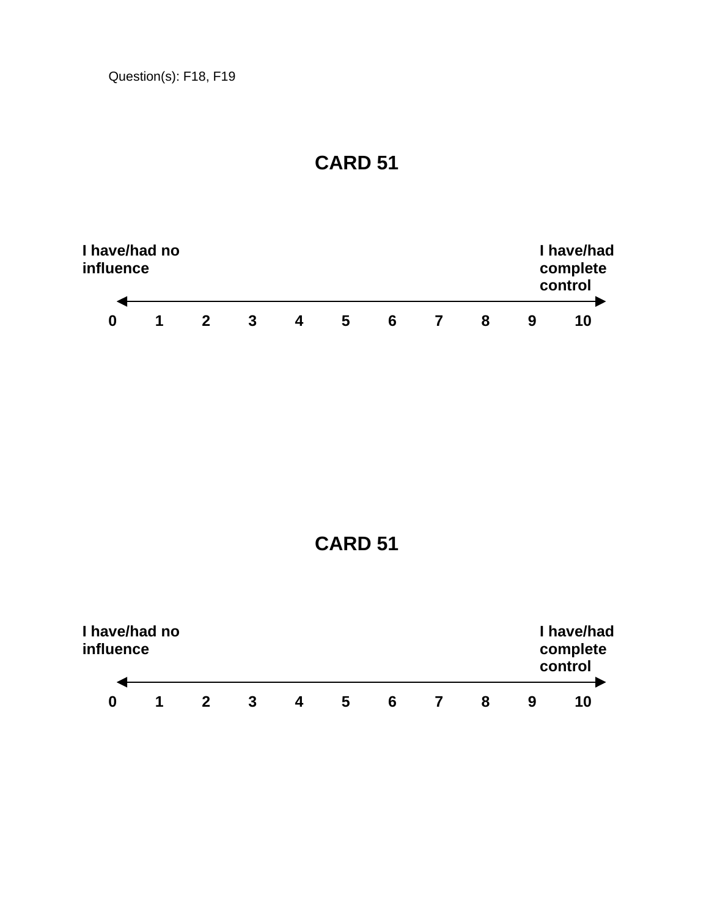Question(s): F18, F19

# CARD 51

| **I have/had no influence** | | | | | | | | | | **I have/had complete control** |
|---|---|---|---|---|---|---|---|---|---|---|
| **0** | **1** | **2** | **3** | **4** | **5** | **6** | **7** | **8** | **9** | **10** |

# CARD 51

| **I have/had no influence** | | | | | | | | | | **I have/had complete control** |
|---|---|---|---|---|---|---|---|---|---|---|
| **0** | **1** | **2** | **3** | **4** | **5** | **6** | **7** | **8** | **9** | **10** |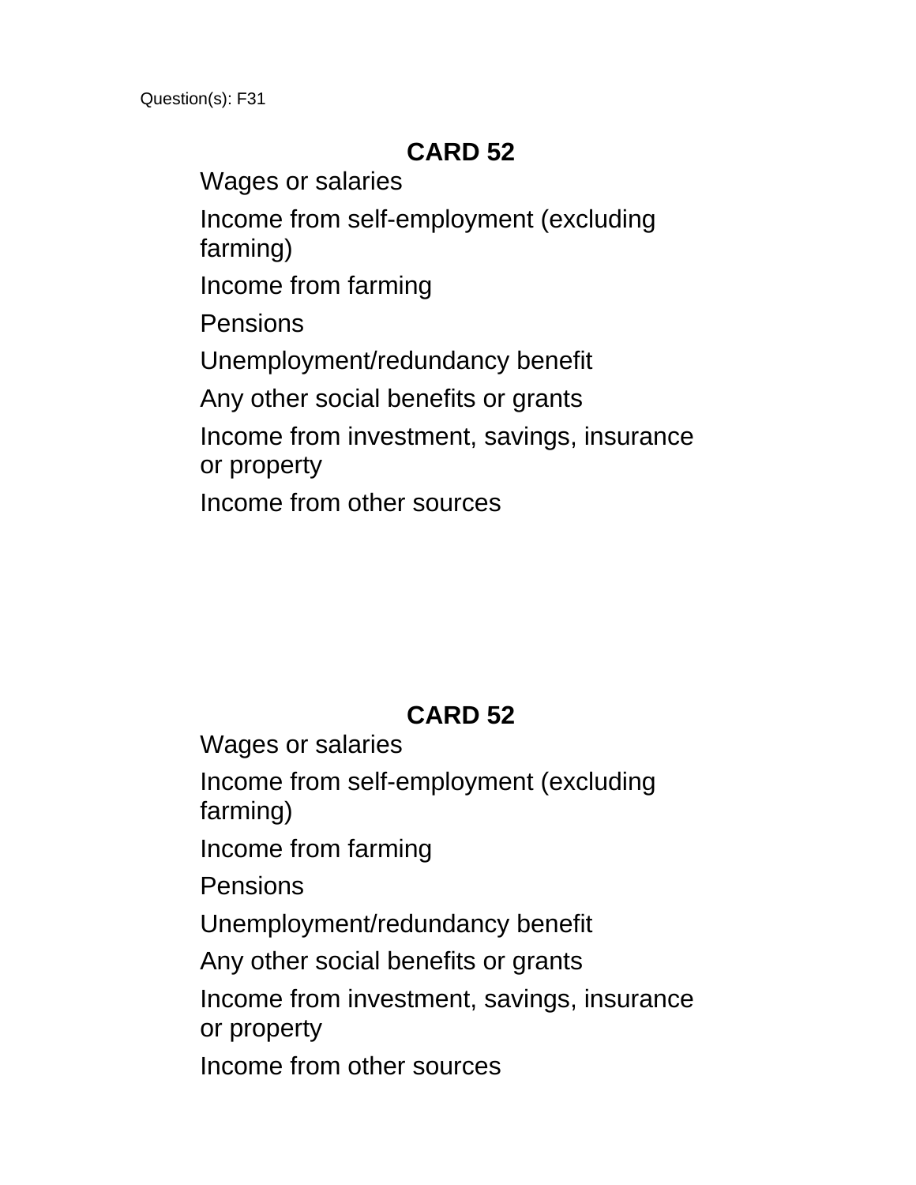Question(s): F31

## CARD 52

Wages or salaries

Income from self-employment (excluding farming)

Income from farming

Pensions

Unemployment/redundancy benefit

Any other social benefits or grants

Income from investment, savings, insurance or property

Income from other sources

## CARD 52

Wages or salaries

Income from self-employment (excluding farming)

Income from farming

Pensions

Unemployment/redundancy benefit

Any other social benefits or grants

Income from investment, savings, insurance or property

Income from other sources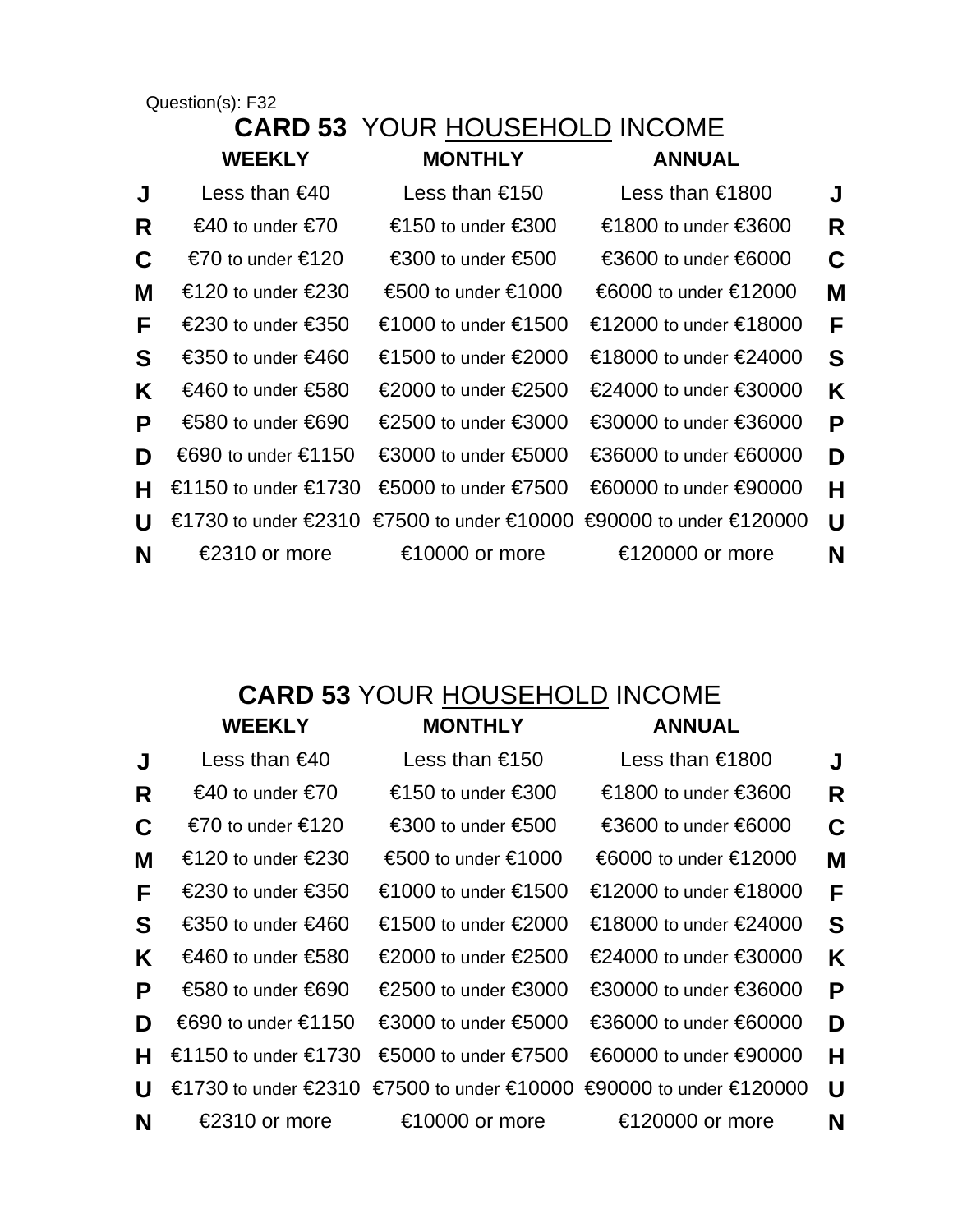Question(s): F32

## CARD 53 YOUR HOUSEHOLD INCOME

| | WEEKLY | MONTHLY | ANNUAL | |
|---|---|---|---|---|
| **J** | Less than €40 | Less than €150 | Less than €1800 | **J** |
| **R** | €40 to under €70 | €150 to under €300 | €1800 to under €3600 | **R** |
| **C** | €70 to under €120 | €300 to under €500 | €3600 to under €6000 | **C** |
| **M** | €120 to under €230 | €500 to under €1000 | €6000 to under €12000 | **M** |
| **F** | €230 to under €350 | €1000 to under €1500 | €12000 to under €18000 | **F** |
| **S** | €350 to under €460 | €1500 to under €2000 | €18000 to under €24000 | **S** |
| **K** | €460 to under €580 | €2000 to under €2500 | €24000 to under €30000 | **K** |
| **P** | €580 to under €690 | €2500 to under €3000 | €30000 to under €36000 | **P** |
| **D** | €690 to under €1150 | €3000 to under €5000 | €36000 to under €60000 | **D** |
| **H** | €1150 to under €1730 | €5000 to under €7500 | €60000 to under €90000 | **H** |
| **U** | €1730 to under €2310 | €7500 to under €10000 | €90000 to under €120000 | **U** |
| **N** | €2310 or more | €10000 or more | €120000 or more | **N** |

## CARD 53 YOUR HOUSEHOLD INCOME

| | WEEKLY | MONTHLY | ANNUAL | |
|---|---|---|---|---|
| **J** | Less than €40 | Less than €150 | Less than €1800 | **J** |
| **R** | €40 to under €70 | €150 to under €300 | €1800 to under €3600 | **R** |
| **C** | €70 to under €120 | €300 to under €500 | €3600 to under €6000 | **C** |
| **M** | €120 to under €230 | €500 to under €1000 | €6000 to under €12000 | **M** |
| **F** | €230 to under €350 | €1000 to under €1500 | €12000 to under €18000 | **F** |
| **S** | €350 to under €460 | €1500 to under €2000 | €18000 to under €24000 | **S** |
| **K** | €460 to under €580 | €2000 to under €2500 | €24000 to under €30000 | **K** |
| **P** | €580 to under €690 | €2500 to under €3000 | €30000 to under €36000 | **P** |
| **D** | €690 to under €1150 | €3000 to under €5000 | €36000 to under €60000 | **D** |
| **H** | €1150 to under €1730 | €5000 to under €7500 | €60000 to under €90000 | **H** |
| **U** | €1730 to under €2310 | €7500 to under €10000 | €90000 to under €120000 | **U** |
| **N** | €2310 or more | €10000 or more | €120000 or more | **N** |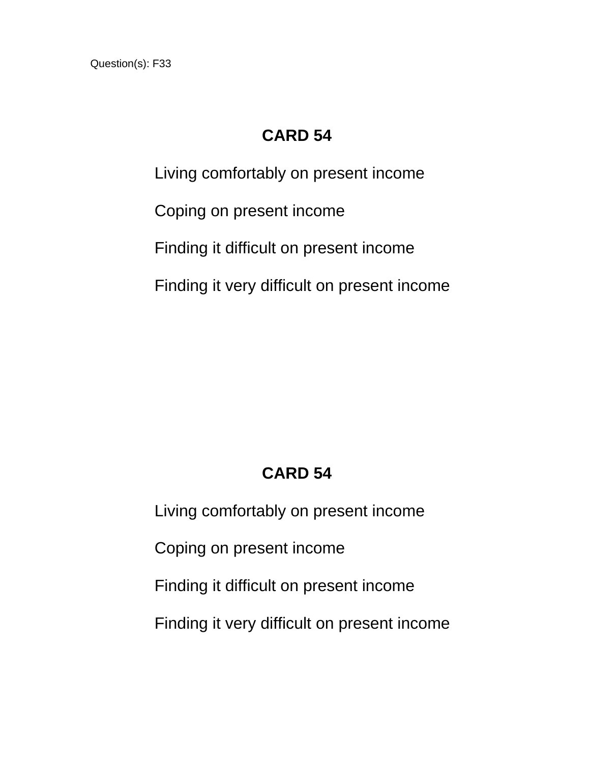Question(s): F33

## CARD 54

Living comfortably on present income

Coping on present income

Finding it difficult on present income

Finding it very difficult on present income

## CARD 54

Living comfortably on present income

Coping on present income

Finding it difficult on present income

Finding it very difficult on present income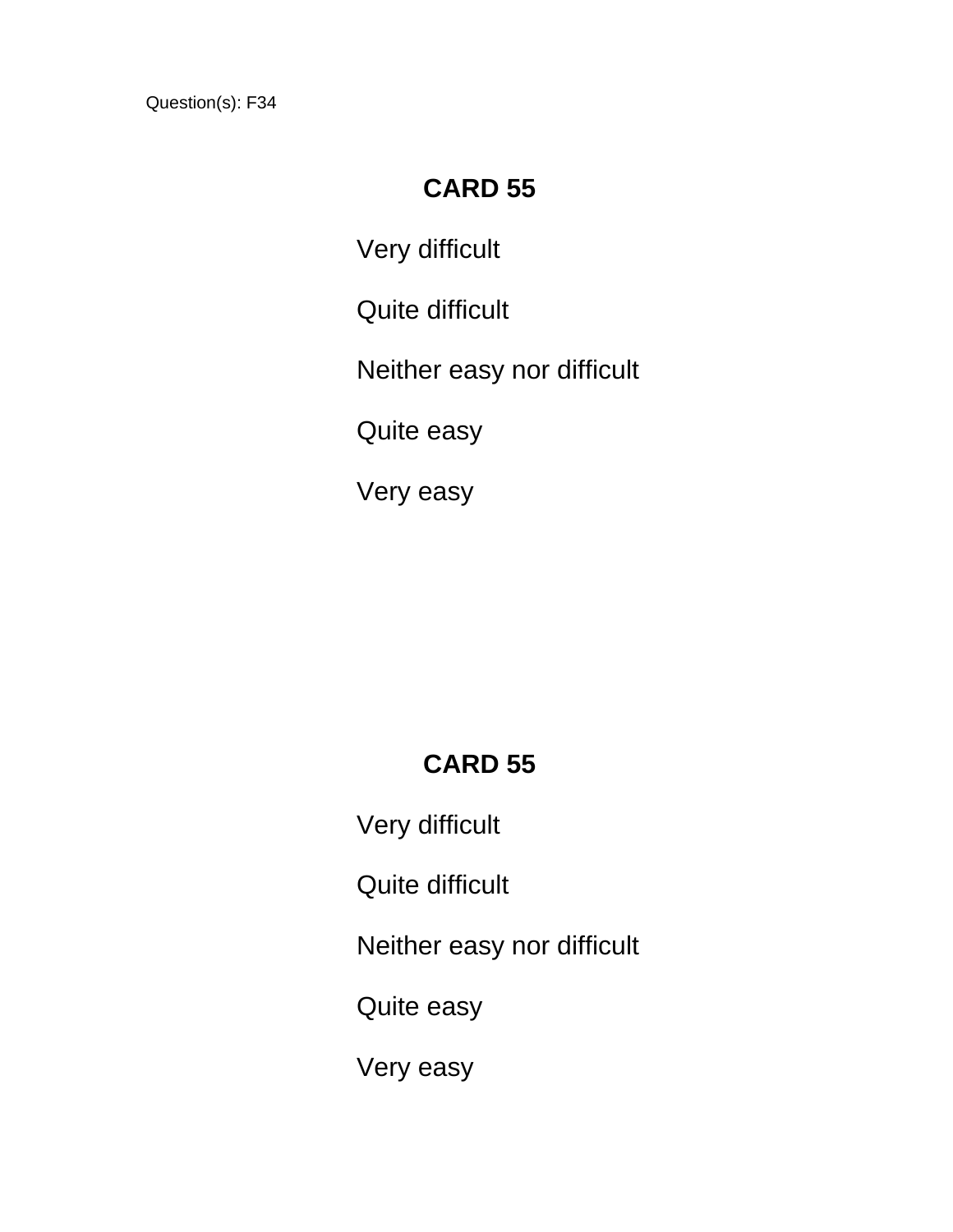Question(s): F34

**CARD 55**

Very difficult

Quite difficult

Neither easy nor difficult

Quite easy

Very easy

**CARD 55**

Very difficult

Quite difficult

Neither easy nor difficult

Quite easy

Very easy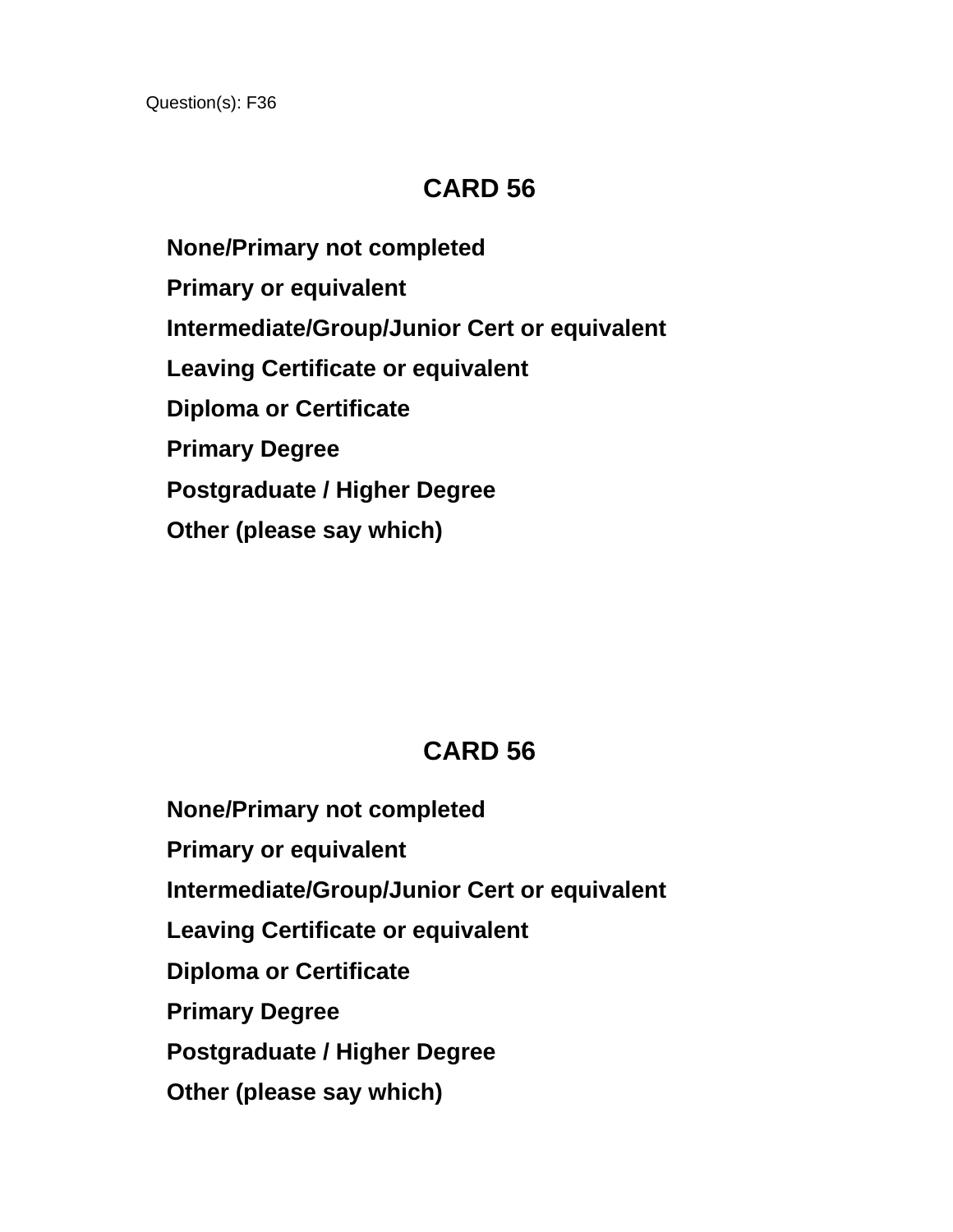Question(s): F36

## CARD 56

**None/Primary not completed**

**Primary or equivalent**

**Intermediate/Group/Junior Cert or equivalent**

**Leaving Certificate or equivalent**

**Diploma or Certificate**

**Primary Degree**

**Postgraduate / Higher Degree**

**Other (please say which)**

## CARD 56

**None/Primary not completed**

**Primary or equivalent**

**Intermediate/Group/Junior Cert or equivalent**

**Leaving Certificate or equivalent**

**Diploma or Certificate**

**Primary Degree**

**Postgraduate / Higher Degree**

**Other (please say which)**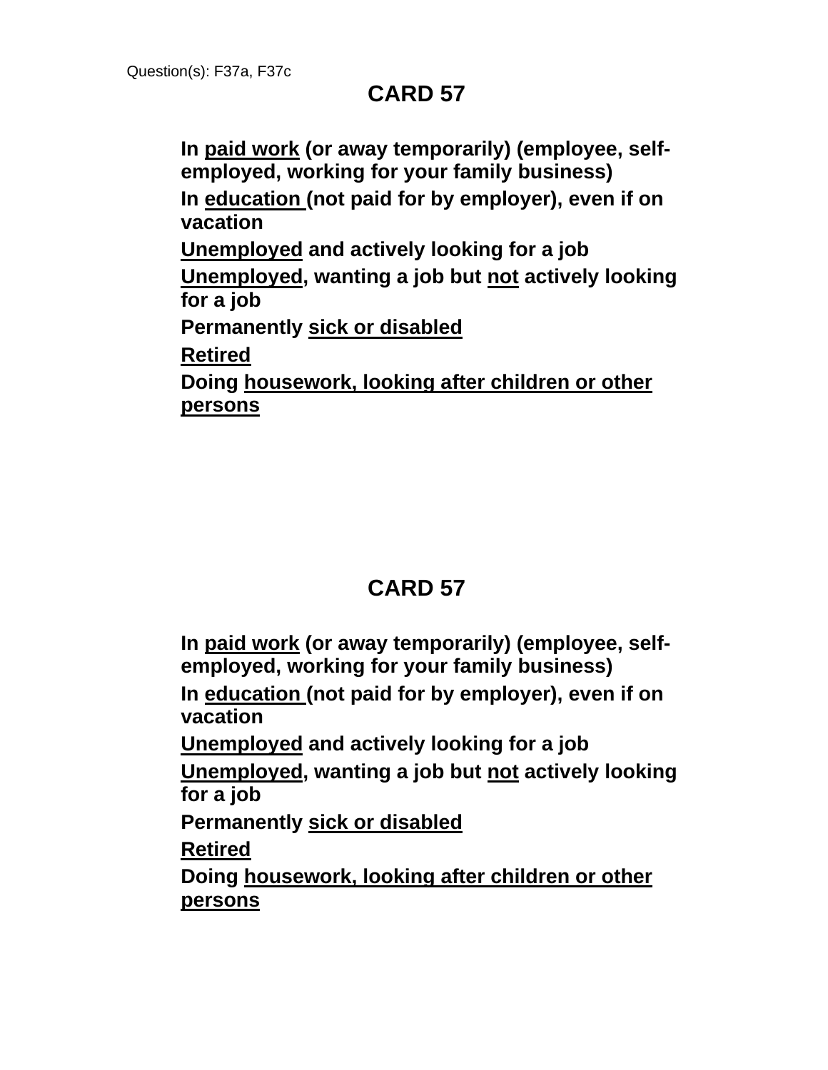Question(s): F37a, F37c

## CARD 57

**In <u>paid work</u> (or away temporarily) (employee, self-employed, working for your family business)**

**In <u>education</u> (not paid for by employer), even if on vacation**

**<u>Unemployed</u> and actively looking for a job**

**<u>Unemployed</u>, wanting a job but <u>not</u> actively looking for a job**

**Permanently <u>sick or disabled</u>**

**<u>Retired</u>**

**Doing <u>housework, looking after children or other persons</u>**

## CARD 57

**In <u>paid work</u> (or away temporarily) (employee, self-employed, working for your family business)**

**In <u>education</u> (not paid for by employer), even if on vacation**

**<u>Unemployed</u> and actively looking for a job**

**<u>Unemployed</u>, wanting a job but <u>not</u> actively looking for a job**

**Permanently <u>sick or disabled</u>**

**<u>Retired</u>**

**Doing <u>housework, looking after children or other persons</u>**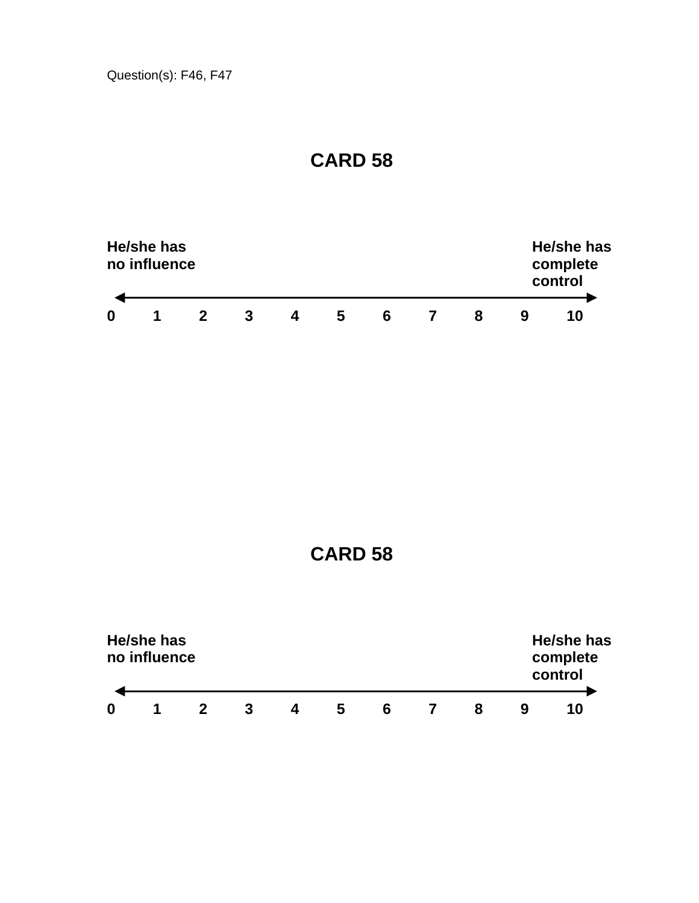Question(s): F46, F47

# CARD 58

| He/she has no influence | | | | | | | | | | He/she has complete control |
|---|---|---|---|---|---|---|---|---|---|---|
| **0** | **1** | **2** | **3** | **4** | **5** | **6** | **7** | **8** | **9** | **10** |

# CARD 58

| He/she has no influence | | | | | | | | | | He/she has complete control |
|---|---|---|---|---|---|---|---|---|---|---|
| **0** | **1** | **2** | **3** | **4** | **5** | **6** | **7** | **8** | **9** | **10** |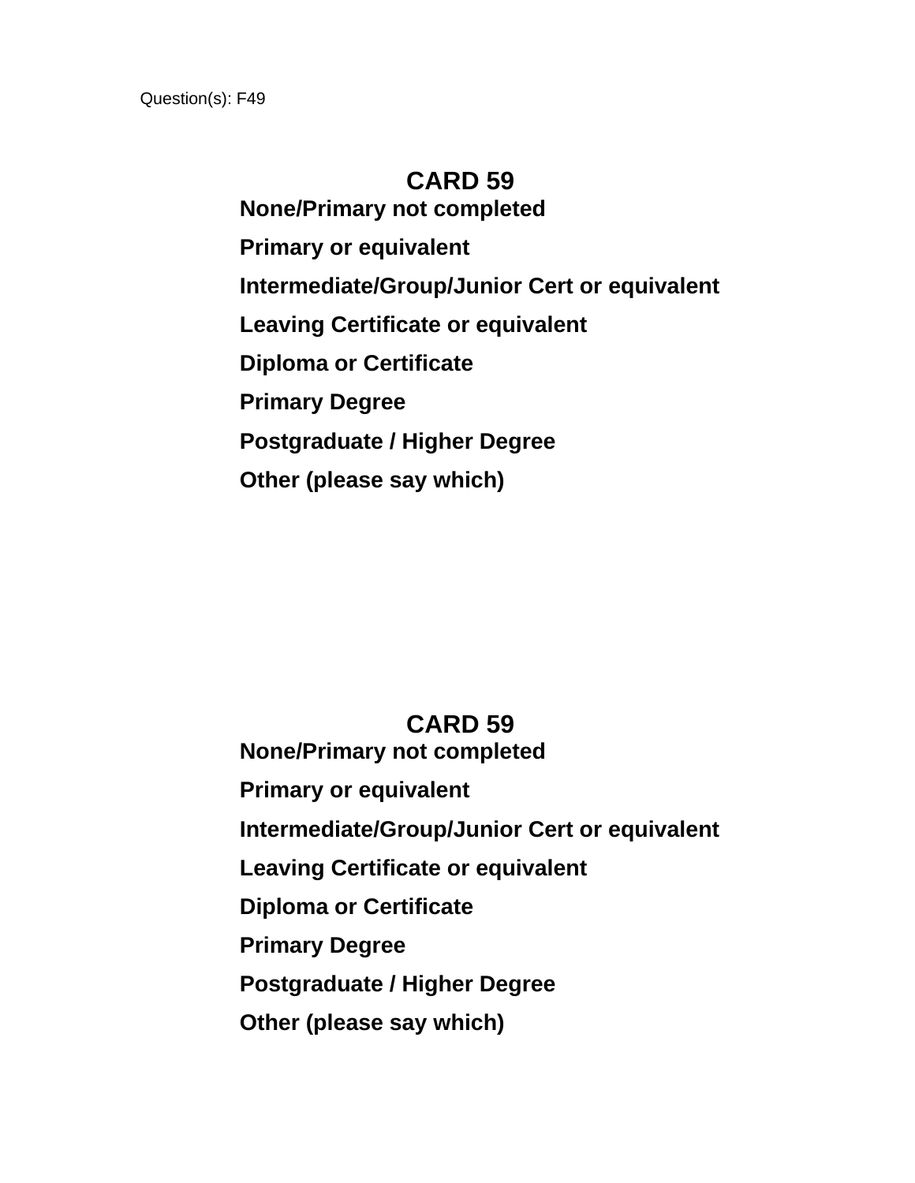Question(s): F49

## CARD 59

**None/Primary not completed**

**Primary or equivalent**

**Intermediate/Group/Junior Cert or equivalent**

**Leaving Certificate or equivalent**

**Diploma or Certificate**

**Primary Degree**

**Postgraduate / Higher Degree**

**Other (please say which)**

## CARD 59

**None/Primary not completed**

**Primary or equivalent**

**Intermediate/Group/Junior Cert or equivalent**

**Leaving Certificate or equivalent**

**Diploma or Certificate**

**Primary Degree**

**Postgraduate / Higher Degree**

**Other (please say which)**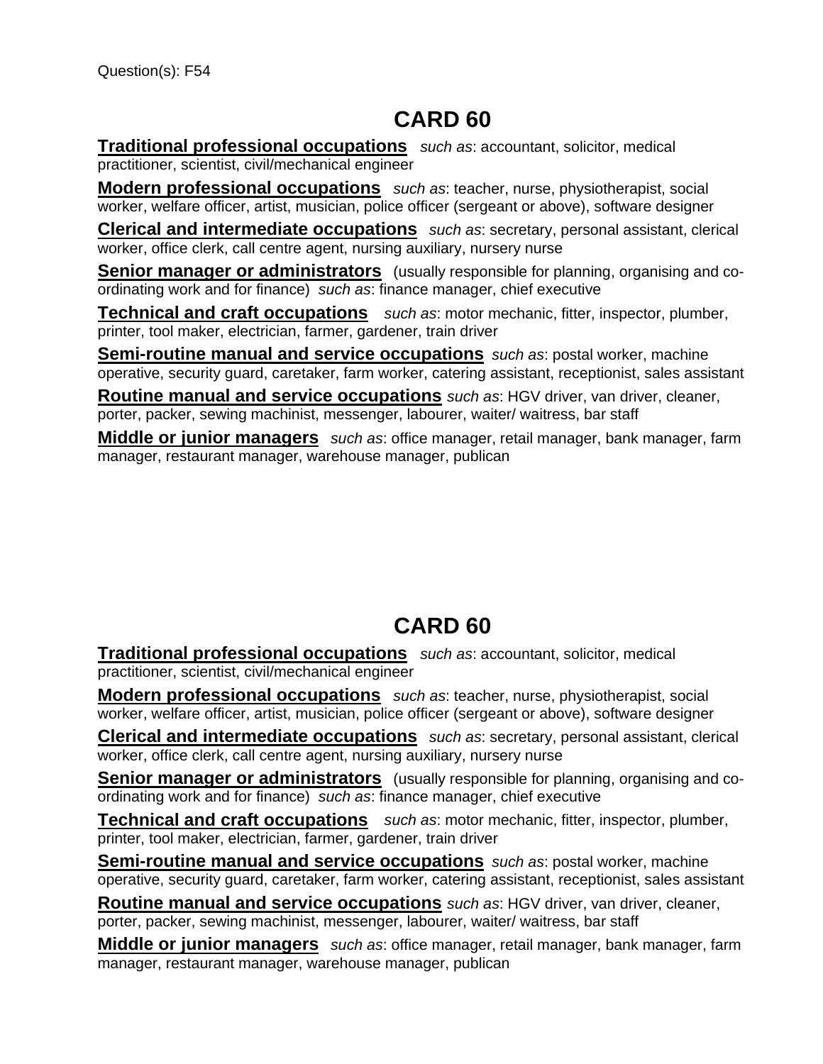Question(s): F54

# CARD 60

**Traditional professional occupations** *such as*: accountant, solicitor, medical practitioner, scientist, civil/mechanical engineer

**Modern professional occupations** *such as*: teacher, nurse, physiotherapist, social worker, welfare officer, artist, musician, police officer (sergeant or above), software designer

**Clerical and intermediate occupations** *such as*: secretary, personal assistant, clerical worker, office clerk, call centre agent, nursing auxiliary, nursery nurse

**Senior manager or administrators** (usually responsible for planning, organising and co-ordinating work and for finance) *such as*: finance manager, chief executive

**Technical and craft occupations** *such as*: motor mechanic, fitter, inspector, plumber, printer, tool maker, electrician, farmer, gardener, train driver

**Semi-routine manual and service occupations** *such as*: postal worker, machine operative, security guard, caretaker, farm worker, catering assistant, receptionist, sales assistant

**Routine manual and service occupations** *such as*: HGV driver, van driver, cleaner, porter, packer, sewing machinist, messenger, labourer, waiter/ waitress, bar staff

**Middle or junior managers** *such as*: office manager, retail manager, bank manager, farm manager, restaurant manager, warehouse manager, publican

# CARD 60

**Traditional professional occupations** *such as*: accountant, solicitor, medical practitioner, scientist, civil/mechanical engineer

**Modern professional occupations** *such as*: teacher, nurse, physiotherapist, social worker, welfare officer, artist, musician, police officer (sergeant or above), software designer

**Clerical and intermediate occupations** *such as*: secretary, personal assistant, clerical worker, office clerk, call centre agent, nursing auxiliary, nursery nurse

**Senior manager or administrators** (usually responsible for planning, organising and co-ordinating work and for finance) *such as*: finance manager, chief executive

**Technical and craft occupations** *such as*: motor mechanic, fitter, inspector, plumber, printer, tool maker, electrician, farmer, gardener, train driver

**Semi-routine manual and service occupations** *such as*: postal worker, machine operative, security guard, caretaker, farm worker, catering assistant, receptionist, sales assistant

**Routine manual and service occupations** *such as*: HGV driver, van driver, cleaner, porter, packer, sewing machinist, messenger, labourer, waiter/ waitress, bar staff

**Middle or junior managers** *such as*: office manager, retail manager, bank manager, farm manager, restaurant manager, warehouse manager, publican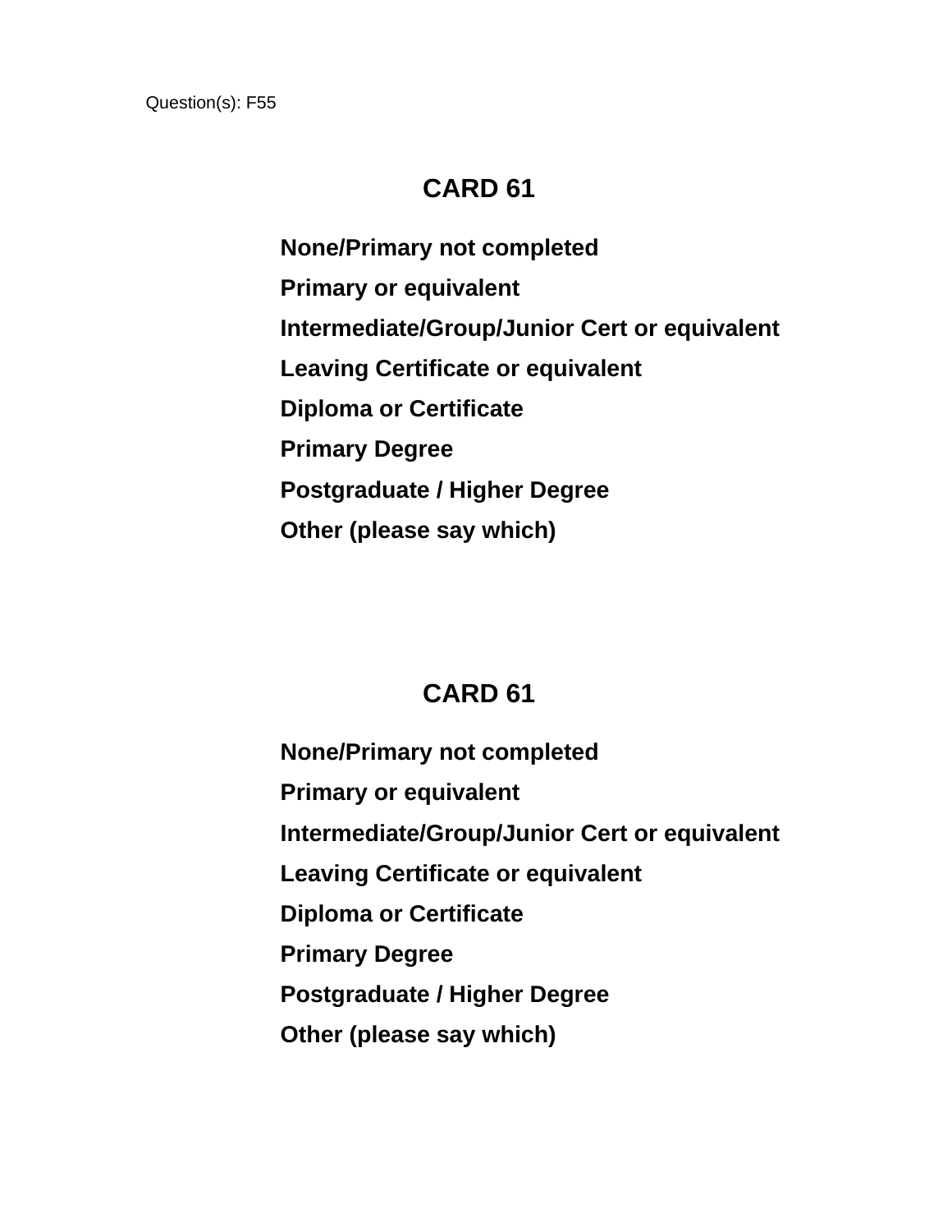Question(s): F55

## CARD 61

**None/Primary not completed**

**Primary or equivalent**

**Intermediate/Group/Junior Cert or equivalent**

**Leaving Certificate or equivalent**

**Diploma or Certificate**

**Primary Degree**

**Postgraduate / Higher Degree**

**Other (please say which)**

## CARD 61

**None/Primary not completed**

**Primary or equivalent**

**Intermediate/Group/Junior Cert or equivalent**

**Leaving Certificate or equivalent**

**Diploma or Certificate**

**Primary Degree**

**Postgraduate / Higher Degree**

**Other (please say which)**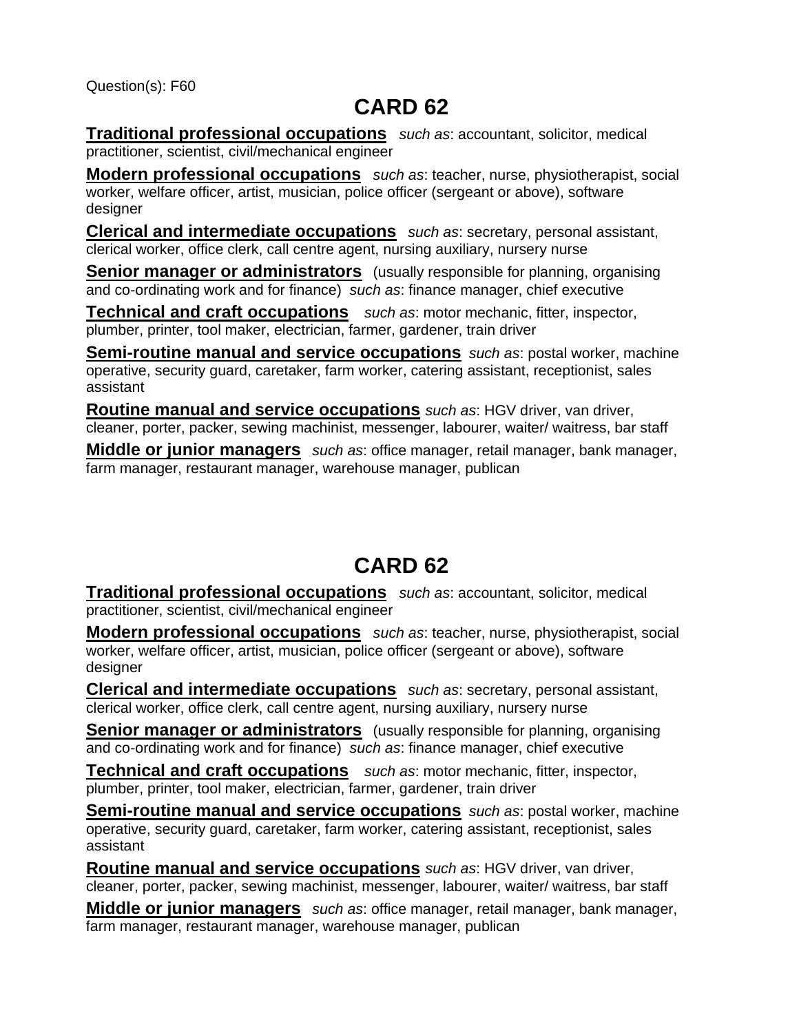Question(s): F60

# CARD 62

**Traditional professional occupations** *such as*: accountant, solicitor, medical practitioner, scientist, civil/mechanical engineer

**Modern professional occupations** *such as*: teacher, nurse, physiotherapist, social worker, welfare officer, artist, musician, police officer (sergeant or above), software designer

**Clerical and intermediate occupations** *such as*: secretary, personal assistant, clerical worker, office clerk, call centre agent, nursing auxiliary, nursery nurse

**Senior manager or administrators** (usually responsible for planning, organising and co-ordinating work and for finance) *such as*: finance manager, chief executive

**Technical and craft occupations** *such as*: motor mechanic, fitter, inspector, plumber, printer, tool maker, electrician, farmer, gardener, train driver

**Semi-routine manual and service occupations** *such as*: postal worker, machine operative, security guard, caretaker, farm worker, catering assistant, receptionist, sales assistant

**Routine manual and service occupations** *such as*: HGV driver, van driver, cleaner, porter, packer, sewing machinist, messenger, labourer, waiter/ waitress, bar staff

**Middle or junior managers** *such as*: office manager, retail manager, bank manager, farm manager, restaurant manager, warehouse manager, publican

# CARD 62

**Traditional professional occupations** *such as*: accountant, solicitor, medical practitioner, scientist, civil/mechanical engineer

**Modern professional occupations** *such as*: teacher, nurse, physiotherapist, social worker, welfare officer, artist, musician, police officer (sergeant or above), software designer

**Clerical and intermediate occupations** *such as*: secretary, personal assistant, clerical worker, office clerk, call centre agent, nursing auxiliary, nursery nurse

**Senior manager or administrators** (usually responsible for planning, organising and co-ordinating work and for finance) *such as*: finance manager, chief executive

**Technical and craft occupations** *such as*: motor mechanic, fitter, inspector, plumber, printer, tool maker, electrician, farmer, gardener, train driver

**Semi-routine manual and service occupations** *such as*: postal worker, machine operative, security guard, caretaker, farm worker, catering assistant, receptionist, sales assistant

**Routine manual and service occupations** *such as*: HGV driver, van driver, cleaner, porter, packer, sewing machinist, messenger, labourer, waiter/ waitress, bar staff

**Middle or junior managers** *such as*: office manager, retail manager, bank manager, farm manager, restaurant manager, warehouse manager, publican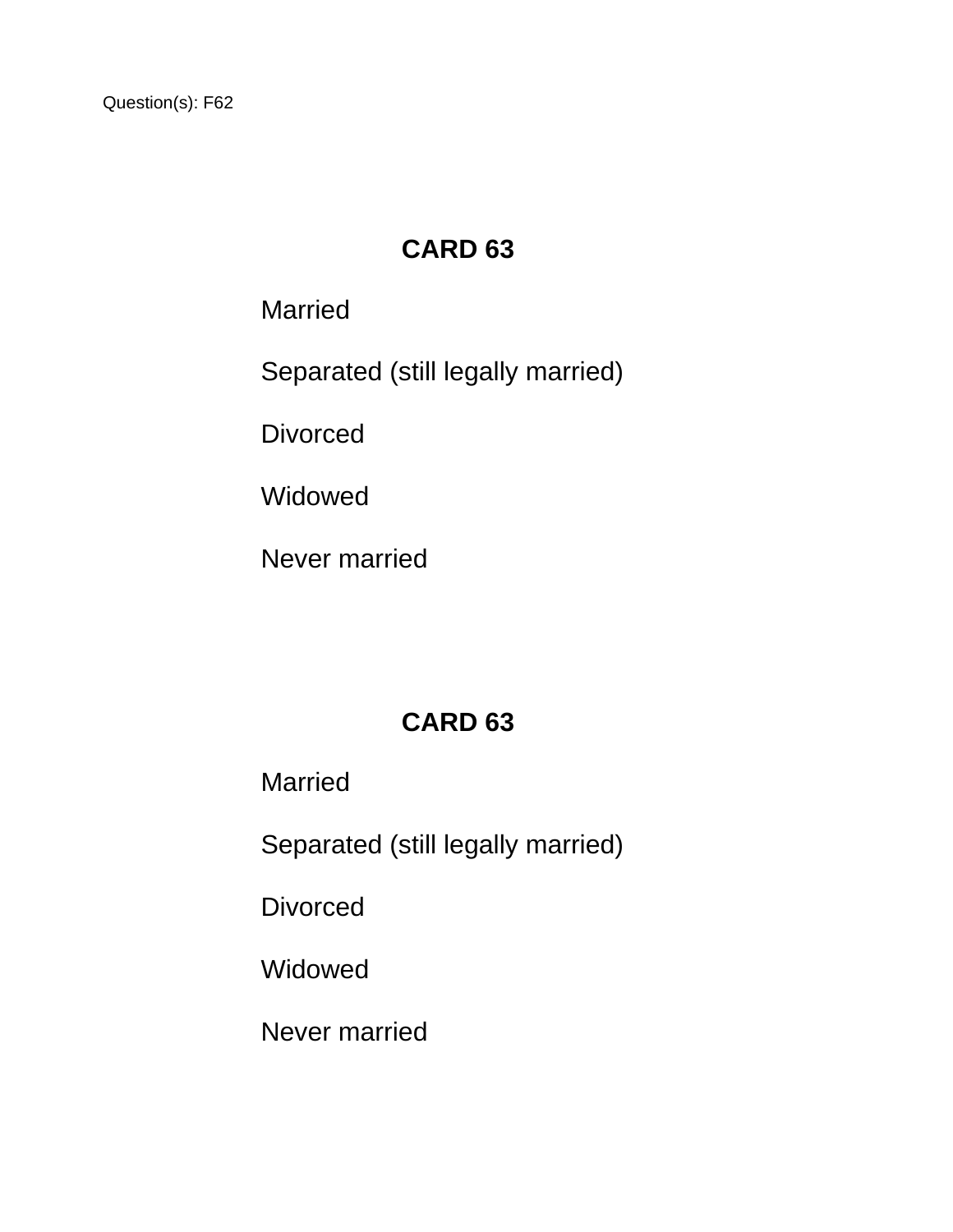Question(s): F62

## CARD 63

Married

Separated (still legally married)

Divorced

Widowed

Never married

## CARD 63

Married

Separated (still legally married)

Divorced

Widowed

Never married